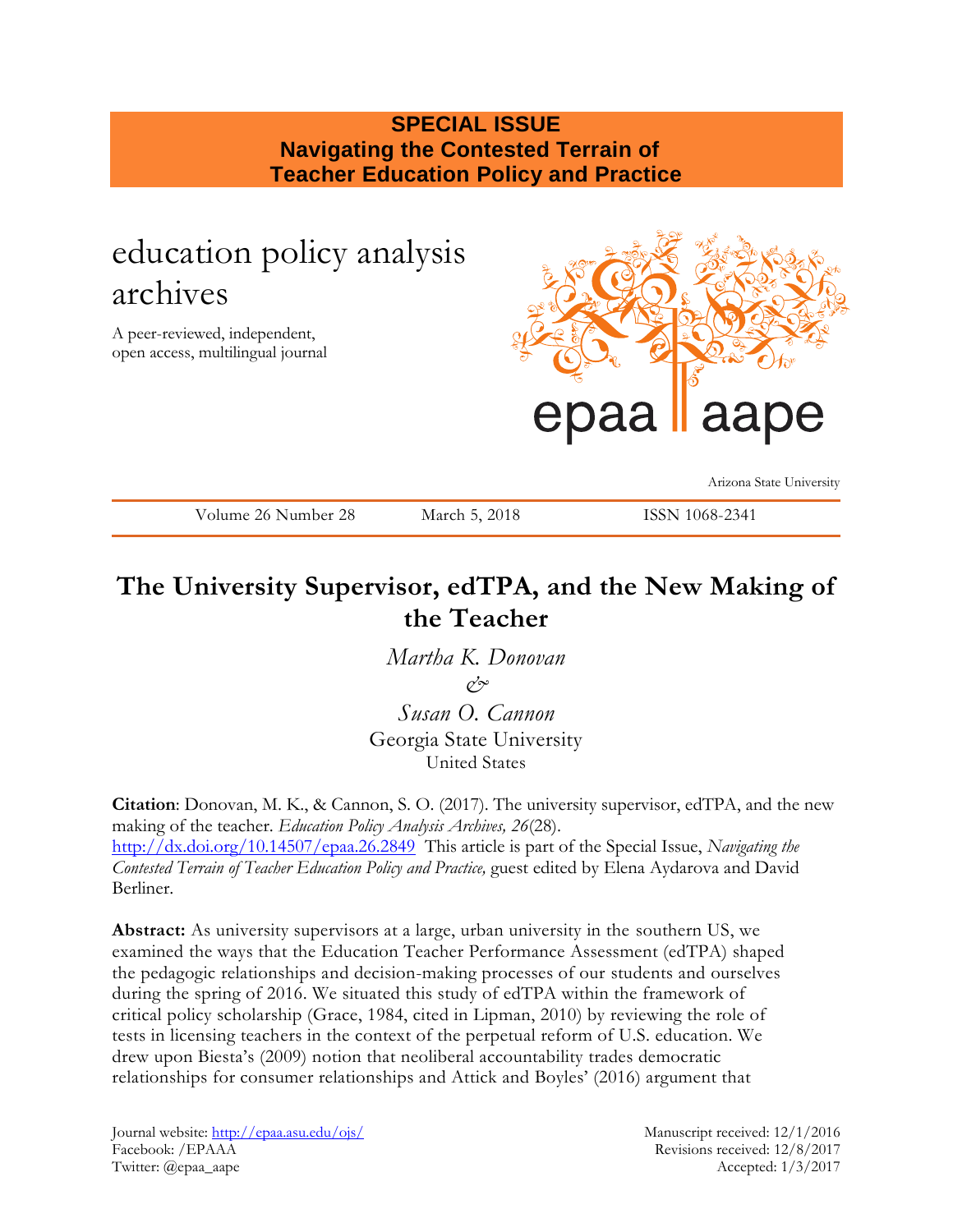**SPECIAL ISSUE**
**Navigating the Contested Terrain of Teacher Education Policy and Practice**

education policy analysis archives

A peer-reviewed, independent, open access, multilingual journal

epaa aape

Arizona State University

Volume 26 Number 28 March 5, 2018 ISSN 1068-2341

# The University Supervisor, edTPA, and the New Making of the Teacher

*Martha K. Donovan*
*&*
*Susan O. Cannon*
Georgia State University
United States

**Citation**: Donovan, M. K., & Cannon, S. O. (2017). The university supervisor, edTPA, and the new making of the teacher. *Education Policy Analysis Archives, 26*(28). http://dx.doi.org/10.14507/epaa.26.2849 This article is part of the Special Issue, *Navigating the Contested Terrain of Teacher Education Policy and Practice,* guest edited by Elena Aydarova and David Berliner.

**Abstract:** As university supervisors at a large, urban university in the southern US, we examined the ways that the Education Teacher Performance Assessment (edTPA) shaped the pedagogic relationships and decision-making processes of our students and ourselves during the spring of 2016. We situated this study of edTPA within the framework of critical policy scholarship (Grace, 1984, cited in Lipman, 2010) by reviewing the role of tests in licensing teachers in the context of the perpetual reform of U.S. education. We drew upon Biesta's (2009) notion that neoliberal accountability trades democratic relationships for consumer relationships and Attick and Boyles' (2016) argument that

Journal website: http://epaa.asu.edu/ojs/
Facebook: /EPAAA
Twitter: @epaa_aape

Manuscript received: 12/1/2016
Revisions received: 12/8/2017
Accepted: 1/3/2017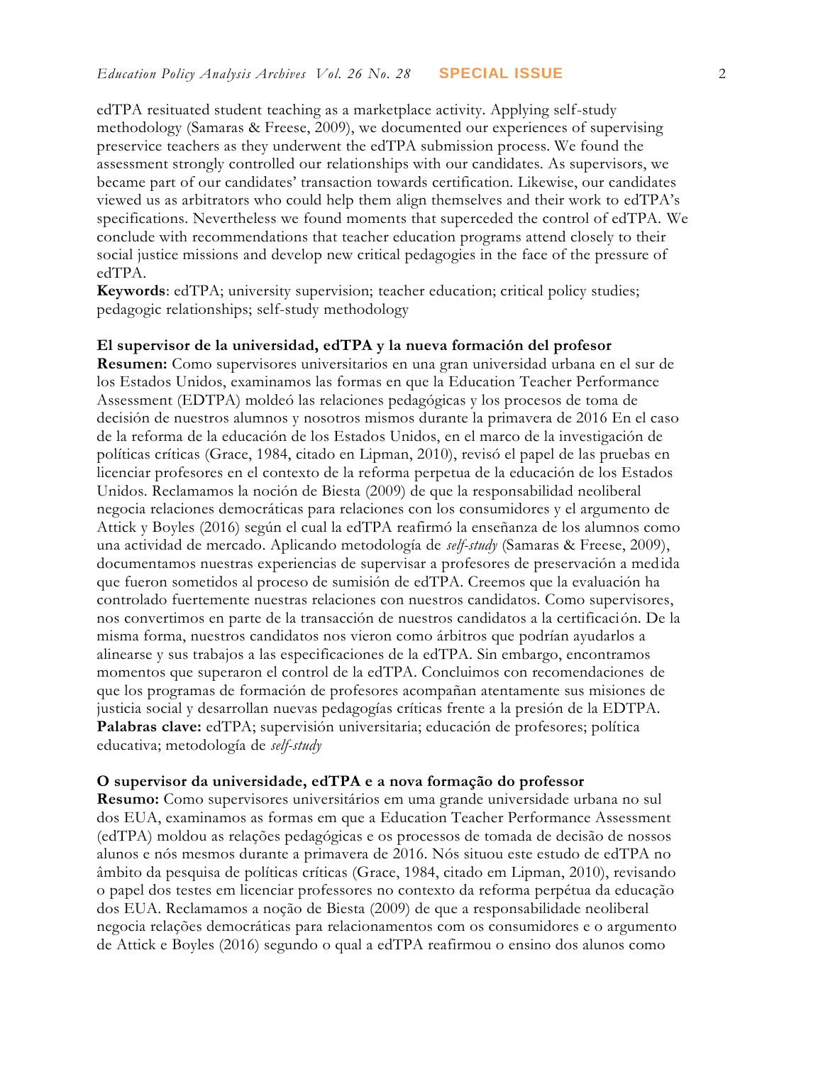edTPA resituated student teaching as a marketplace activity. Applying self-study methodology (Samaras & Freese, 2009), we documented our experiences of supervising preservice teachers as they underwent the edTPA submission process. We found the assessment strongly controlled our relationships with our candidates. As supervisors, we became part of our candidates' transaction towards certification. Likewise, our candidates viewed us as arbitrators who could help them align themselves and their work to edTPA's specifications. Nevertheless we found moments that superceded the control of edTPA. We conclude with recommendations that teacher education programs attend closely to their social justice missions and develop new critical pedagogies in the face of the pressure of edTPA.

**Keywords**: edTPA; university supervision; teacher education; critical policy studies; pedagogic relationships; self-study methodology

**El supervisor de la universidad, edTPA y la nueva formación del profesor**

**Resumen:** Como supervisores universitarios en una gran universidad urbana en el sur de los Estados Unidos, examinamos las formas en que la Education Teacher Performance Assessment (EDTPA) moldeó las relaciones pedagógicas y los procesos de toma de decisión de nuestros alumnos y nosotros mismos durante la primavera de 2016 En el caso de la reforma de la educación de los Estados Unidos, en el marco de la investigación de políticas críticas (Grace, 1984, citado en Lipman, 2010), revisó el papel de las pruebas en licenciar profesores en el contexto de la reforma perpetua de la educación de los Estados Unidos. Reclamamos la noción de Biesta (2009) de que la responsabilidad neoliberal negocia relaciones democráticas para relaciones con los consumidores y el argumento de Attick y Boyles (2016) según el cual la edTPA reafirmó la enseñanza de los alumnos como una actividad de mercado. Aplicando metodología de *self-study* (Samaras & Freese, 2009), documentamos nuestras experiencias de supervisar a profesores de preservación a medida que fueron sometidos al proceso de sumisión de edTPA. Creemos que la evaluación ha controlado fuertemente nuestras relaciones con nuestros candidatos. Como supervisores, nos convertimos en parte de la transacción de nuestros candidatos a la certificación. De la misma forma, nuestros candidatos nos vieron como árbitros que podrían ayudarlos a alinearse y sus trabajos a las especificaciones de la edTPA. Sin embargo, encontramos momentos que superaron el control de la edTPA. Concluimos con recomendaciones de que los programas de formación de profesores acompañan atentamente sus misiones de justicia social y desarrollan nuevas pedagogías críticas frente a la presión de la EDTPA.

**Palabras clave:** edTPA; supervisión universitaria; educación de profesores; política educativa; metodología de *self-study*

**O supervisor da universidade, edTPA e a nova formação do professor**

**Resumo:** Como supervisores universitários em uma grande universidade urbana no sul dos EUA, examinamos as formas em que a Education Teacher Performance Assessment (edTPA) moldou as relações pedagógicas e os processos de tomada de decisão de nossos alunos e nós mesmos durante a primavera de 2016. Nós situou este estudo de edTPA no âmbito da pesquisa de políticas críticas (Grace, 1984, citado em Lipman, 2010), revisando o papel dos testes em licenciar professores no contexto da reforma perpétua da educação dos EUA. Reclamamos a noção de Biesta (2009) de que a responsabilidade neoliberal negocia relações democráticas para relacionamentos com os consumidores e o argumento de Attick e Boyles (2016) segundo o qual a edTPA reafirmou o ensino dos alunos como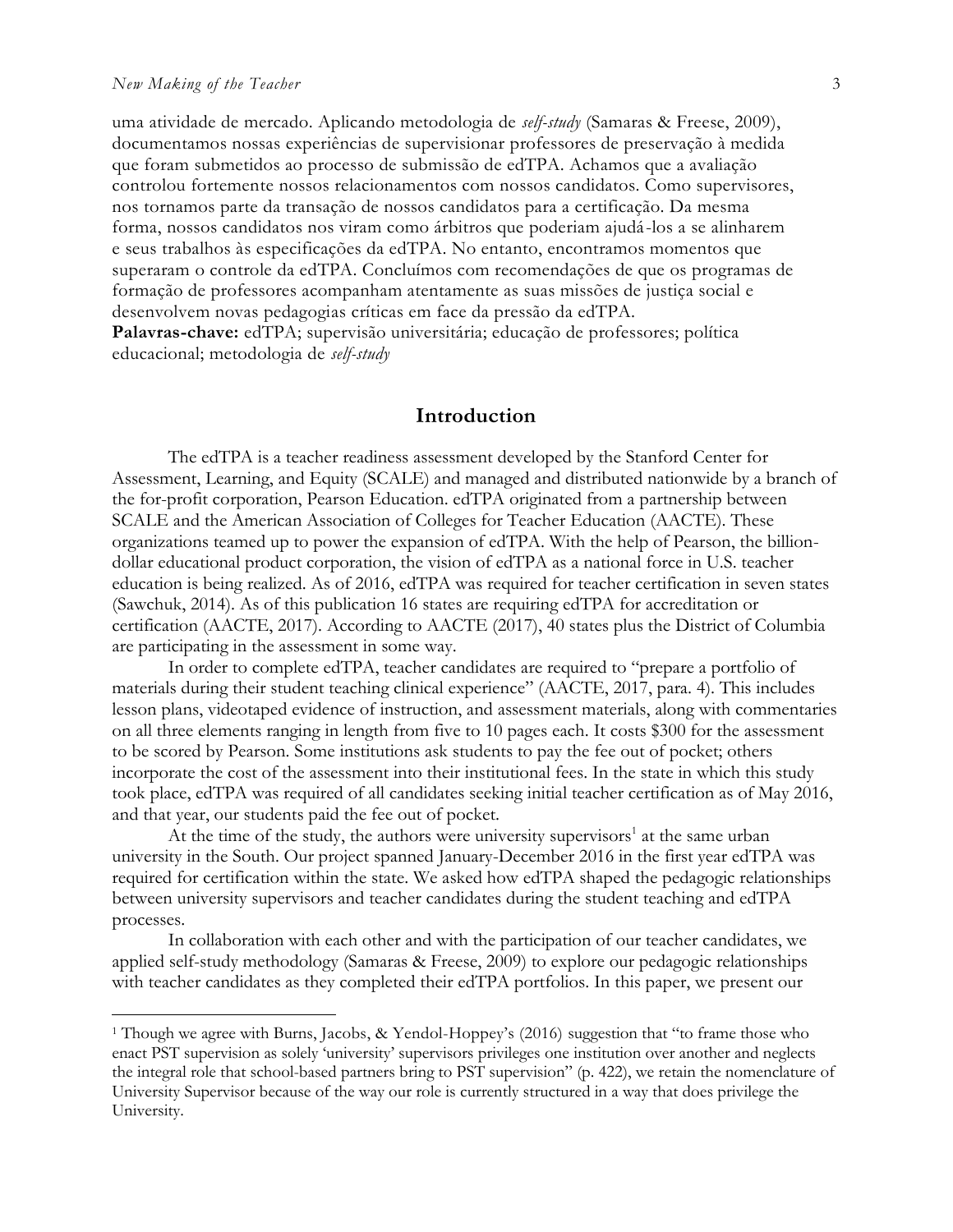uma atividade de mercado. Aplicando metodologia de *self-study* (Samaras & Freese, 2009), documentamos nossas experiências de supervisionar professores de preservação à medida que foram submetidos ao processo de submissão de edTPA. Achamos que a avaliação controlou fortemente nossos relacionamentos com nossos candidatos. Como supervisores, nos tornamos parte da transação de nossos candidatos para a certificação. Da mesma forma, nossos candidatos nos viram como árbitros que poderiam ajudá-los a se alinharem e seus trabalhos às especificações da edTPA. No entanto, encontramos momentos que superaram o controle da edTPA. Concluímos com recomendações de que os programas de formação de professores acompanham atentamente as suas missões de justiça social e desenvolvem novas pedagogias críticas em face da pressão da edTPA.

**Palavras-chave:** edTPA; supervisão universitária; educação de professores; política educacional; metodologia de *self-study*

## Introduction

The edTPA is a teacher readiness assessment developed by the Stanford Center for Assessment, Learning, and Equity (SCALE) and managed and distributed nationwide by a branch of the for-profit corporation, Pearson Education. edTPA originated from a partnership between SCALE and the American Association of Colleges for Teacher Education (AACTE). These organizations teamed up to power the expansion of edTPA. With the help of Pearson, the billion-dollar educational product corporation, the vision of edTPA as a national force in U.S. teacher education is being realized. As of 2016, edTPA was required for teacher certification in seven states (Sawchuk, 2014). As of this publication 16 states are requiring edTPA for accreditation or certification (AACTE, 2017). According to AACTE (2017), 40 states plus the District of Columbia are participating in the assessment in some way.

In order to complete edTPA, teacher candidates are required to "prepare a portfolio of materials during their student teaching clinical experience" (AACTE, 2017, para. 4). This includes lesson plans, videotaped evidence of instruction, and assessment materials, along with commentaries on all three elements ranging in length from five to 10 pages each. It costs $300 for the assessment to be scored by Pearson. Some institutions ask students to pay the fee out of pocket; others incorporate the cost of the assessment into their institutional fees. In the state in which this study took place, edTPA was required of all candidates seeking initial teacher certification as of May 2016, and that year, our students paid the fee out of pocket.

At the time of the study, the authors were university supervisors[1] at the same urban university in the South. Our project spanned January-December 2016 in the first year edTPA was required for certification within the state. We asked how edTPA shaped the pedagogic relationships between university supervisors and teacher candidates during the student teaching and edTPA processes.

In collaboration with each other and with the participation of our teacher candidates, we applied self-study methodology (Samaras & Freese, 2009) to explore our pedagogic relationships with teacher candidates as they completed their edTPA portfolios. In this paper, we present our

[1] Though we agree with Burns, Jacobs, & Yendol-Hoppey's (2016) suggestion that "to frame those who enact PST supervision as solely 'university' supervisors privileges one institution over another and neglects the integral role that school-based partners bring to PST supervision" (p. 422), we retain the nomenclature of University Supervisor because of the way our role is currently structured in a way that does privilege the University.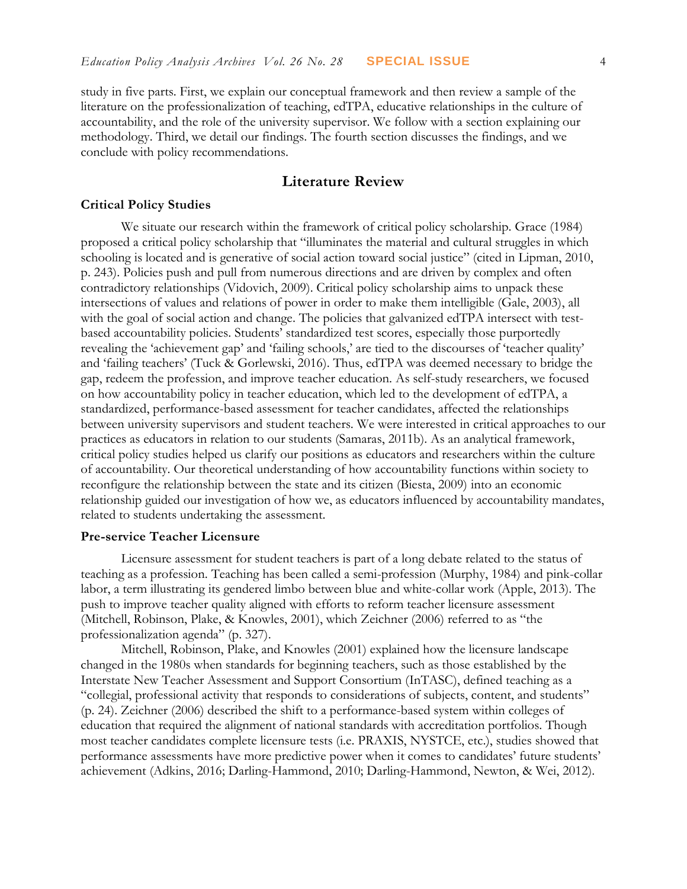study in five parts. First, we explain our conceptual framework and then review a sample of the literature on the professionalization of teaching, edTPA, educative relationships in the culture of accountability, and the role of the university supervisor. We follow with a section explaining our methodology. Third, we detail our findings. The fourth section discusses the findings, and we conclude with policy recommendations.

## Literature Review

### Critical Policy Studies

We situate our research within the framework of critical policy scholarship. Grace (1984) proposed a critical policy scholarship that "illuminates the material and cultural struggles in which schooling is located and is generative of social action toward social justice" (cited in Lipman, 2010, p. 243). Policies push and pull from numerous directions and are driven by complex and often contradictory relationships (Vidovich, 2009). Critical policy scholarship aims to unpack these intersections of values and relations of power in order to make them intelligible (Gale, 2003), all with the goal of social action and change. The policies that galvanized edTPA intersect with test-based accountability policies. Students' standardized test scores, especially those purportedly revealing the 'achievement gap' and 'failing schools,' are tied to the discourses of 'teacher quality' and 'failing teachers' (Tuck & Gorlewski, 2016). Thus, edTPA was deemed necessary to bridge the gap, redeem the profession, and improve teacher education. As self-study researchers, we focused on how accountability policy in teacher education, which led to the development of edTPA, a standardized, performance-based assessment for teacher candidates, affected the relationships between university supervisors and student teachers. We were interested in critical approaches to our practices as educators in relation to our students (Samaras, 2011b). As an analytical framework, critical policy studies helped us clarify our positions as educators and researchers within the culture of accountability. Our theoretical understanding of how accountability functions within society to reconfigure the relationship between the state and its citizen (Biesta, 2009) into an economic relationship guided our investigation of how we, as educators influenced by accountability mandates, related to students undertaking the assessment.

### Pre-service Teacher Licensure

Licensure assessment for student teachers is part of a long debate related to the status of teaching as a profession. Teaching has been called a semi-profession (Murphy, 1984) and pink-collar labor, a term illustrating its gendered limbo between blue and white-collar work (Apple, 2013). The push to improve teacher quality aligned with efforts to reform teacher licensure assessment (Mitchell, Robinson, Plake, & Knowles, 2001), which Zeichner (2006) referred to as "the professionalization agenda" (p. 327).

Mitchell, Robinson, Plake, and Knowles (2001) explained how the licensure landscape changed in the 1980s when standards for beginning teachers, such as those established by the Interstate New Teacher Assessment and Support Consortium (InTASC), defined teaching as a "collegial, professional activity that responds to considerations of subjects, content, and students" (p. 24). Zeichner (2006) described the shift to a performance-based system within colleges of education that required the alignment of national standards with accreditation portfolios. Though most teacher candidates complete licensure tests (i.e. PRAXIS, NYSTCE, etc.), studies showed that performance assessments have more predictive power when it comes to candidates' future students' achievement (Adkins, 2016; Darling-Hammond, 2010; Darling-Hammond, Newton, & Wei, 2012).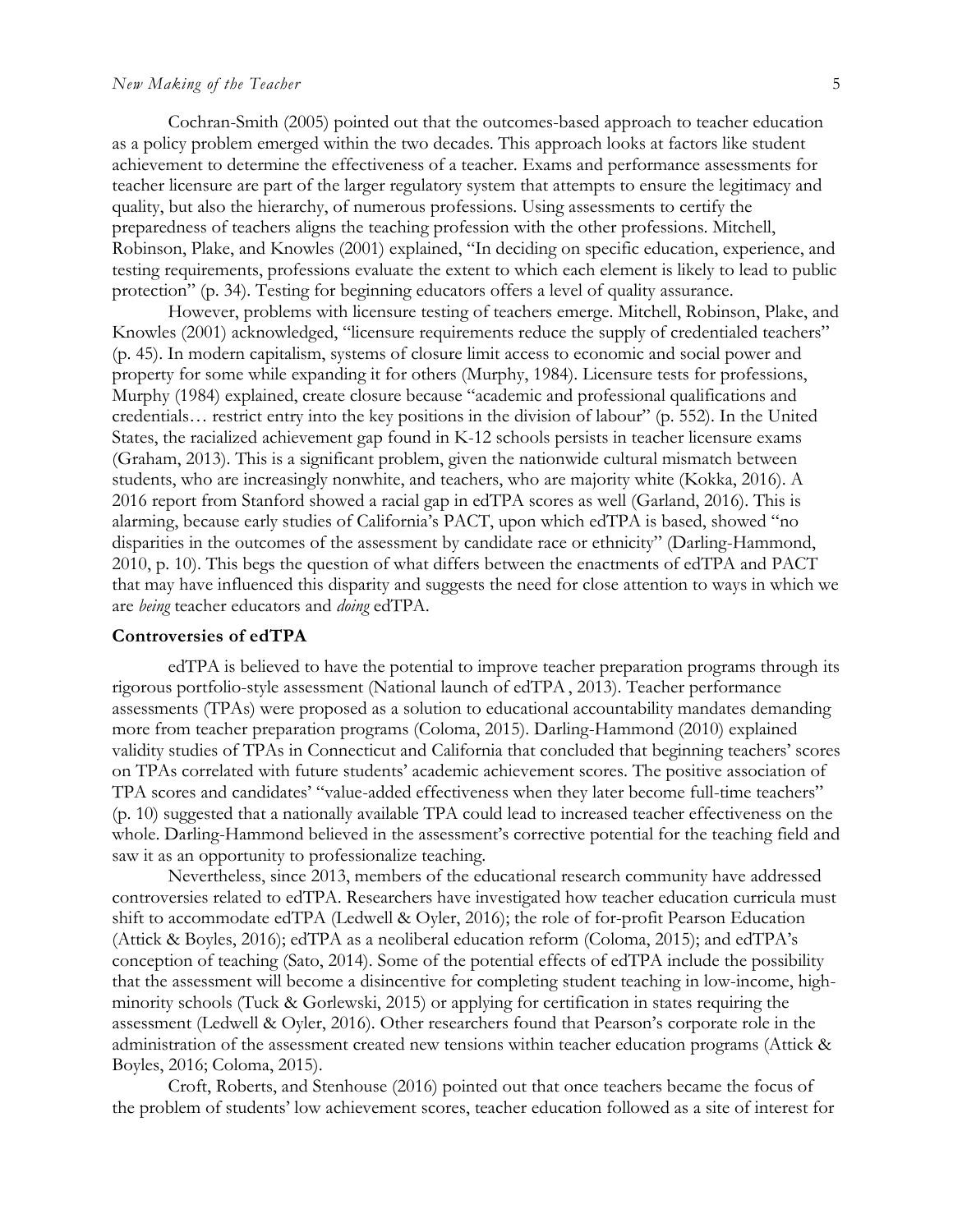Cochran-Smith (2005) pointed out that the outcomes-based approach to teacher education as a policy problem emerged within the two decades. This approach looks at factors like student achievement to determine the effectiveness of a teacher. Exams and performance assessments for teacher licensure are part of the larger regulatory system that attempts to ensure the legitimacy and quality, but also the hierarchy, of numerous professions. Using assessments to certify the preparedness of teachers aligns the teaching profession with the other professions. Mitchell, Robinson, Plake, and Knowles (2001) explained, "In deciding on specific education, experience, and testing requirements, professions evaluate the extent to which each element is likely to lead to public protection" (p. 34). Testing for beginning educators offers a level of quality assurance.

However, problems with licensure testing of teachers emerge. Mitchell, Robinson, Plake, and Knowles (2001) acknowledged, "licensure requirements reduce the supply of credentialed teachers" (p. 45). In modern capitalism, systems of closure limit access to economic and social power and property for some while expanding it for others (Murphy, 1984). Licensure tests for professions, Murphy (1984) explained, create closure because "academic and professional qualifications and credentials… restrict entry into the key positions in the division of labour" (p. 552). In the United States, the racialized achievement gap found in K-12 schools persists in teacher licensure exams (Graham, 2013). This is a significant problem, given the nationwide cultural mismatch between students, who are increasingly nonwhite, and teachers, who are majority white (Kokka, 2016). A 2016 report from Stanford showed a racial gap in edTPA scores as well (Garland, 2016). This is alarming, because early studies of California's PACT, upon which edTPA is based, showed "no disparities in the outcomes of the assessment by candidate race or ethnicity" (Darling-Hammond, 2010, p. 10). This begs the question of what differs between the enactments of edTPA and PACT that may have influenced this disparity and suggests the need for close attention to ways in which we are *being* teacher educators and *doing* edTPA.

### Controversies of edTPA

edTPA is believed to have the potential to improve teacher preparation programs through its rigorous portfolio-style assessment (National launch of edTPA , 2013). Teacher performance assessments (TPAs) were proposed as a solution to educational accountability mandates demanding more from teacher preparation programs (Coloma, 2015). Darling-Hammond (2010) explained validity studies of TPAs in Connecticut and California that concluded that beginning teachers' scores on TPAs correlated with future students' academic achievement scores. The positive association of TPA scores and candidates' "value-added effectiveness when they later become full-time teachers" (p. 10) suggested that a nationally available TPA could lead to increased teacher effectiveness on the whole. Darling-Hammond believed in the assessment's corrective potential for the teaching field and saw it as an opportunity to professionalize teaching.

Nevertheless, since 2013, members of the educational research community have addressed controversies related to edTPA. Researchers have investigated how teacher education curricula must shift to accommodate edTPA (Ledwell & Oyler, 2016); the role of for-profit Pearson Education (Attick & Boyles, 2016); edTPA as a neoliberal education reform (Coloma, 2015); and edTPA's conception of teaching (Sato, 2014). Some of the potential effects of edTPA include the possibility that the assessment will become a disincentive for completing student teaching in low-income, high-minority schools (Tuck & Gorlewski, 2015) or applying for certification in states requiring the assessment (Ledwell & Oyler, 2016). Other researchers found that Pearson's corporate role in the administration of the assessment created new tensions within teacher education programs (Attick & Boyles, 2016; Coloma, 2015).

Croft, Roberts, and Stenhouse (2016) pointed out that once teachers became the focus of the problem of students' low achievement scores, teacher education followed as a site of interest for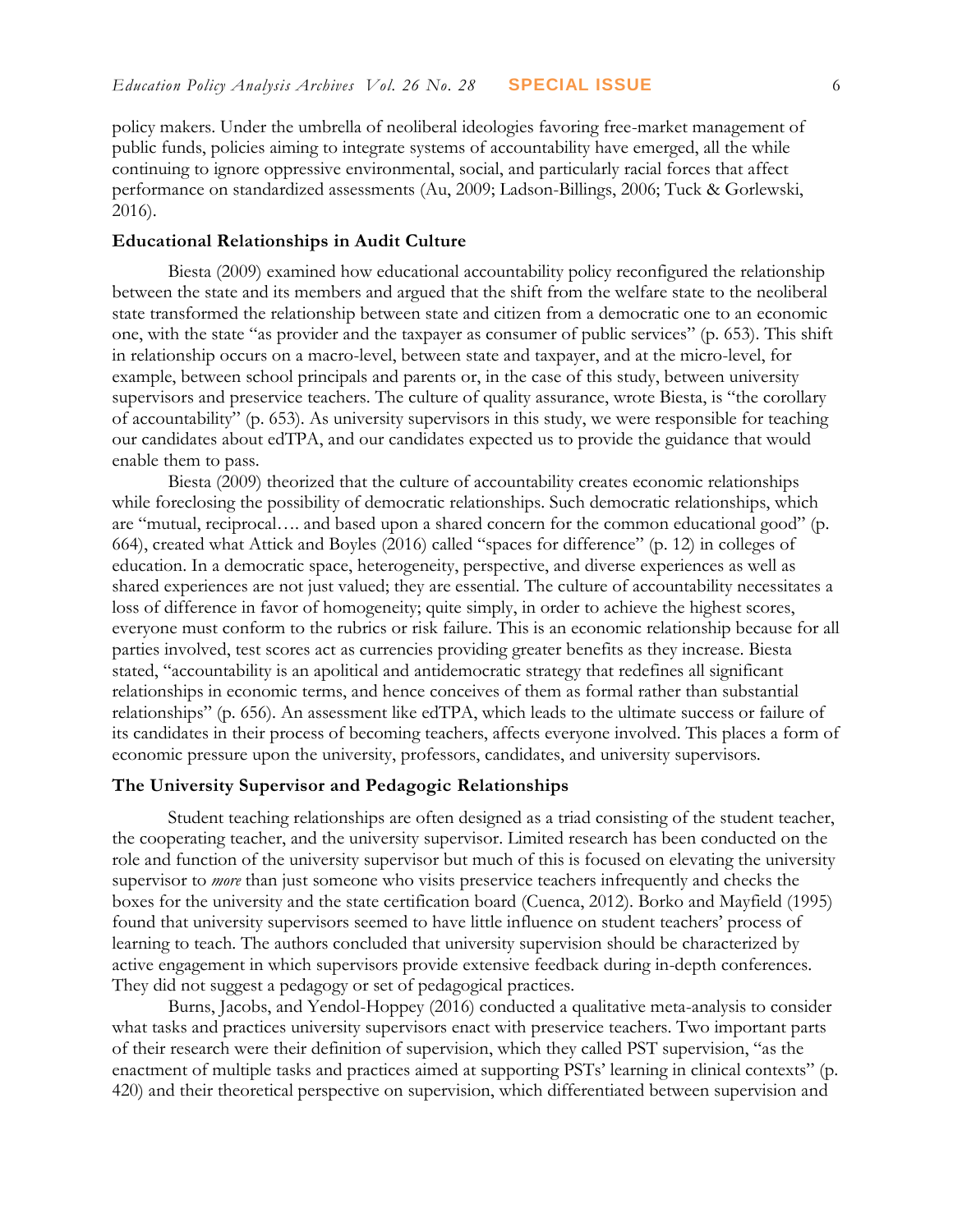policy makers. Under the umbrella of neoliberal ideologies favoring free-market management of public funds, policies aiming to integrate systems of accountability have emerged, all the while continuing to ignore oppressive environmental, social, and particularly racial forces that affect performance on standardized assessments (Au, 2009; Ladson-Billings, 2006; Tuck & Gorlewski, 2016).

### Educational Relationships in Audit Culture

Biesta (2009) examined how educational accountability policy reconfigured the relationship between the state and its members and argued that the shift from the welfare state to the neoliberal state transformed the relationship between state and citizen from a democratic one to an economic one, with the state "as provider and the taxpayer as consumer of public services" (p. 653). This shift in relationship occurs on a macro-level, between state and taxpayer, and at the micro-level, for example, between school principals and parents or, in the case of this study, between university supervisors and preservice teachers. The culture of quality assurance, wrote Biesta, is "the corollary of accountability" (p. 653). As university supervisors in this study, we were responsible for teaching our candidates about edTPA, and our candidates expected us to provide the guidance that would enable them to pass.

Biesta (2009) theorized that the culture of accountability creates economic relationships while foreclosing the possibility of democratic relationships. Such democratic relationships, which are "mutual, reciprocal…. and based upon a shared concern for the common educational good" (p. 664), created what Attick and Boyles (2016) called "spaces for difference" (p. 12) in colleges of education. In a democratic space, heterogeneity, perspective, and diverse experiences as well as shared experiences are not just valued; they are essential. The culture of accountability necessitates a loss of difference in favor of homogeneity; quite simply, in order to achieve the highest scores, everyone must conform to the rubrics or risk failure. This is an economic relationship because for all parties involved, test scores act as currencies providing greater benefits as they increase. Biesta stated, "accountability is an apolitical and antidemocratic strategy that redefines all significant relationships in economic terms, and hence conceives of them as formal rather than substantial relationships" (p. 656). An assessment like edTPA, which leads to the ultimate success or failure of its candidates in their process of becoming teachers, affects everyone involved. This places a form of economic pressure upon the university, professors, candidates, and university supervisors.

### The University Supervisor and Pedagogic Relationships

Student teaching relationships are often designed as a triad consisting of the student teacher, the cooperating teacher, and the university supervisor. Limited research has been conducted on the role and function of the university supervisor but much of this is focused on elevating the university supervisor to *more* than just someone who visits preservice teachers infrequently and checks the boxes for the university and the state certification board (Cuenca, 2012). Borko and Mayfield (1995) found that university supervisors seemed to have little influence on student teachers' process of learning to teach. The authors concluded that university supervision should be characterized by active engagement in which supervisors provide extensive feedback during in-depth conferences. They did not suggest a pedagogy or set of pedagogical practices.

Burns, Jacobs, and Yendol-Hoppey (2016) conducted a qualitative meta-analysis to consider what tasks and practices university supervisors enact with preservice teachers. Two important parts of their research were their definition of supervision, which they called PST supervision, "as the enactment of multiple tasks and practices aimed at supporting PSTs' learning in clinical contexts" (p. 420) and their theoretical perspective on supervision, which differentiated between supervision and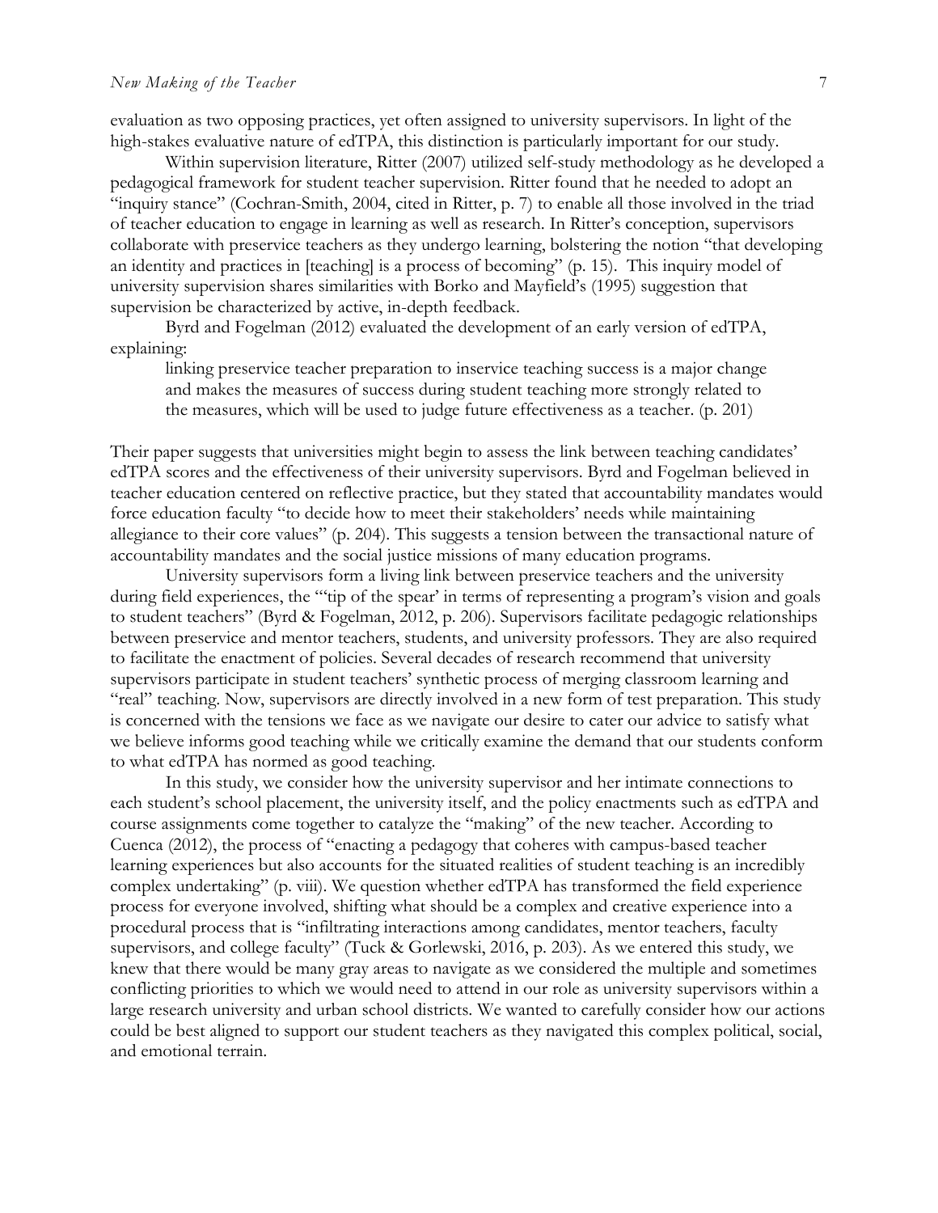evaluation as two opposing practices, yet often assigned to university supervisors. In light of the high-stakes evaluative nature of edTPA, this distinction is particularly important for our study.

Within supervision literature, Ritter (2007) utilized self-study methodology as he developed a pedagogical framework for student teacher supervision. Ritter found that he needed to adopt an "inquiry stance" (Cochran-Smith, 2004, cited in Ritter, p. 7) to enable all those involved in the triad of teacher education to engage in learning as well as research. In Ritter's conception, supervisors collaborate with preservice teachers as they undergo learning, bolstering the notion "that developing an identity and practices in [teaching] is a process of becoming" (p. 15). This inquiry model of university supervision shares similarities with Borko and Mayfield's (1995) suggestion that supervision be characterized by active, in-depth feedback.

Byrd and Fogelman (2012) evaluated the development of an early version of edTPA, explaining:

> linking preservice teacher preparation to inservice teaching success is a major change and makes the measures of success during student teaching more strongly related to the measures, which will be used to judge future effectiveness as a teacher. (p. 201)

Their paper suggests that universities might begin to assess the link between teaching candidates' edTPA scores and the effectiveness of their university supervisors. Byrd and Fogelman believed in teacher education centered on reflective practice, but they stated that accountability mandates would force education faculty "to decide how to meet their stakeholders' needs while maintaining allegiance to their core values" (p. 204). This suggests a tension between the transactional nature of accountability mandates and the social justice missions of many education programs.

University supervisors form a living link between preservice teachers and the university during field experiences, the "'tip of the spear' in terms of representing a program's vision and goals to student teachers" (Byrd & Fogelman, 2012, p. 206). Supervisors facilitate pedagogic relationships between preservice and mentor teachers, students, and university professors. They are also required to facilitate the enactment of policies. Several decades of research recommend that university supervisors participate in student teachers' synthetic process of merging classroom learning and "real" teaching. Now, supervisors are directly involved in a new form of test preparation. This study is concerned with the tensions we face as we navigate our desire to cater our advice to satisfy what we believe informs good teaching while we critically examine the demand that our students conform to what edTPA has normed as good teaching.

In this study, we consider how the university supervisor and her intimate connections to each student's school placement, the university itself, and the policy enactments such as edTPA and course assignments come together to catalyze the "making" of the new teacher. According to Cuenca (2012), the process of "enacting a pedagogy that coheres with campus-based teacher learning experiences but also accounts for the situated realities of student teaching is an incredibly complex undertaking" (p. viii). We question whether edTPA has transformed the field experience process for everyone involved, shifting what should be a complex and creative experience into a procedural process that is "infiltrating interactions among candidates, mentor teachers, faculty supervisors, and college faculty" (Tuck & Gorlewski, 2016, p. 203). As we entered this study, we knew that there would be many gray areas to navigate as we considered the multiple and sometimes conflicting priorities to which we would need to attend in our role as university supervisors within a large research university and urban school districts. We wanted to carefully consider how our actions could be best aligned to support our student teachers as they navigated this complex political, social, and emotional terrain.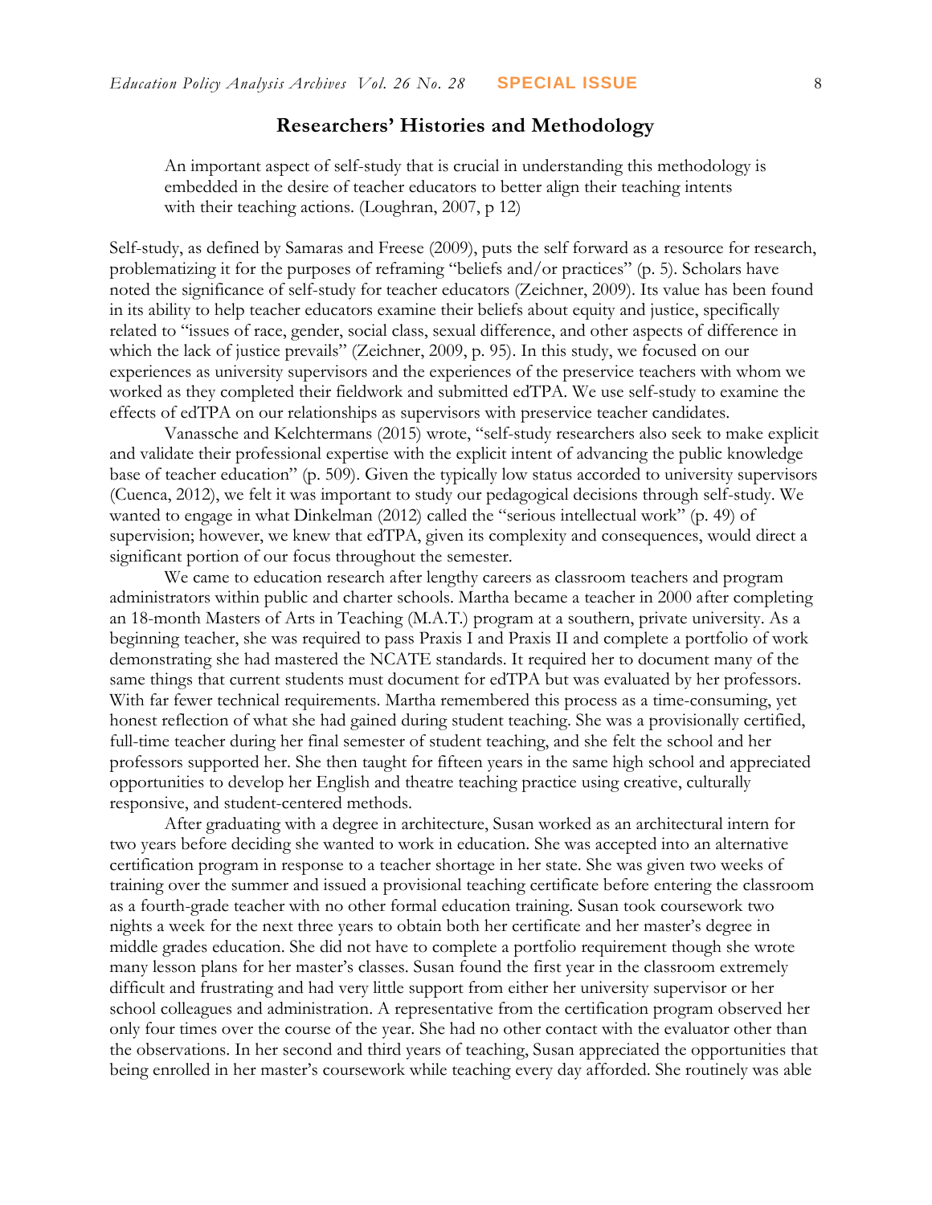## Researchers' Histories and Methodology

> An important aspect of self-study that is crucial in understanding this methodology is embedded in the desire of teacher educators to better align their teaching intents with their teaching actions. (Loughran, 2007, p 12)

Self-study, as defined by Samaras and Freese (2009), puts the self forward as a resource for research, problematizing it for the purposes of reframing "beliefs and/or practices" (p. 5). Scholars have noted the significance of self-study for teacher educators (Zeichner, 2009). Its value has been found in its ability to help teacher educators examine their beliefs about equity and justice, specifically related to "issues of race, gender, social class, sexual difference, and other aspects of difference in which the lack of justice prevails" (Zeichner, 2009, p. 95). In this study, we focused on our experiences as university supervisors and the experiences of the preservice teachers with whom we worked as they completed their fieldwork and submitted edTPA. We use self-study to examine the effects of edTPA on our relationships as supervisors with preservice teacher candidates.

Vanassche and Kelchtermans (2015) wrote, "self-study researchers also seek to make explicit and validate their professional expertise with the explicit intent of advancing the public knowledge base of teacher education" (p. 509). Given the typically low status accorded to university supervisors (Cuenca, 2012), we felt it was important to study our pedagogical decisions through self-study. We wanted to engage in what Dinkelman (2012) called the "serious intellectual work" (p. 49) of supervision; however, we knew that edTPA, given its complexity and consequences, would direct a significant portion of our focus throughout the semester.

We came to education research after lengthy careers as classroom teachers and program administrators within public and charter schools. Martha became a teacher in 2000 after completing an 18-month Masters of Arts in Teaching (M.A.T.) program at a southern, private university. As a beginning teacher, she was required to pass Praxis I and Praxis II and complete a portfolio of work demonstrating she had mastered the NCATE standards. It required her to document many of the same things that current students must document for edTPA but was evaluated by her professors. With far fewer technical requirements. Martha remembered this process as a time-consuming, yet honest reflection of what she had gained during student teaching. She was a provisionally certified, full-time teacher during her final semester of student teaching, and she felt the school and her professors supported her. She then taught for fifteen years in the same high school and appreciated opportunities to develop her English and theatre teaching practice using creative, culturally responsive, and student-centered methods.

After graduating with a degree in architecture, Susan worked as an architectural intern for two years before deciding she wanted to work in education. She was accepted into an alternative certification program in response to a teacher shortage in her state. She was given two weeks of training over the summer and issued a provisional teaching certificate before entering the classroom as a fourth-grade teacher with no other formal education training. Susan took coursework two nights a week for the next three years to obtain both her certificate and her master's degree in middle grades education. She did not have to complete a portfolio requirement though she wrote many lesson plans for her master's classes. Susan found the first year in the classroom extremely difficult and frustrating and had very little support from either her university supervisor or her school colleagues and administration. A representative from the certification program observed her only four times over the course of the year. She had no other contact with the evaluator other than the observations. In her second and third years of teaching, Susan appreciated the opportunities that being enrolled in her master's coursework while teaching every day afforded. She routinely was able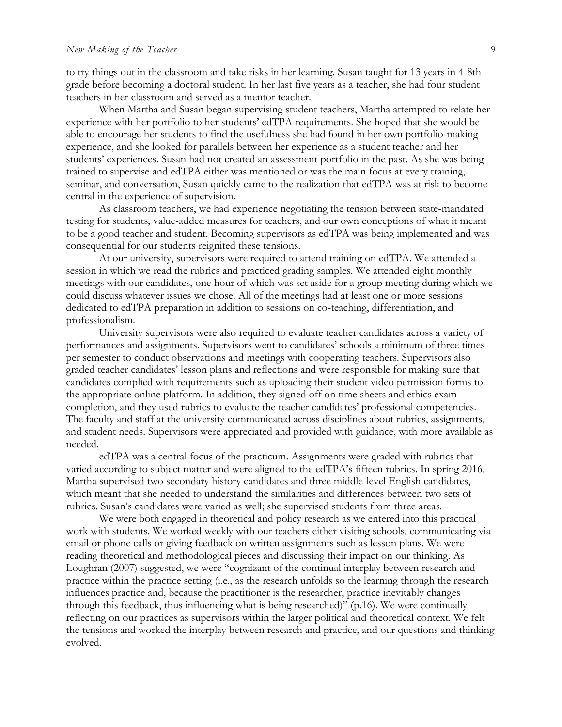to try things out in the classroom and take risks in her learning. Susan taught for 13 years in 4-8th grade before becoming a doctoral student. In her last five years as a teacher, she had four student teachers in her classroom and served as a mentor teacher.

When Martha and Susan began supervising student teachers, Martha attempted to relate her experience with her portfolio to her students' edTPA requirements. She hoped that she would be able to encourage her students to find the usefulness she had found in her own portfolio-making experience, and she looked for parallels between her experience as a student teacher and her students' experiences. Susan had not created an assessment portfolio in the past. As she was being trained to supervise and edTPA either was mentioned or was the main focus at every training, seminar, and conversation, Susan quickly came to the realization that edTPA was at risk to become central in the experience of supervision.

As classroom teachers, we had experience negotiating the tension between state-mandated testing for students, value-added measures for teachers, and our own conceptions of what it meant to be a good teacher and student. Becoming supervisors as edTPA was being implemented and was consequential for our students reignited these tensions.

At our university, supervisors were required to attend training on edTPA. We attended a session in which we read the rubrics and practiced grading samples. We attended eight monthly meetings with our candidates, one hour of which was set aside for a group meeting during which we could discuss whatever issues we chose. All of the meetings had at least one or more sessions dedicated to edTPA preparation in addition to sessions on co-teaching, differentiation, and professionalism.

University supervisors were also required to evaluate teacher candidates across a variety of performances and assignments. Supervisors went to candidates' schools a minimum of three times per semester to conduct observations and meetings with cooperating teachers. Supervisors also graded teacher candidates' lesson plans and reflections and were responsible for making sure that candidates complied with requirements such as uploading their student video permission forms to the appropriate online platform. In addition, they signed off on time sheets and ethics exam completion, and they used rubrics to evaluate the teacher candidates' professional competencies. The faculty and staff at the university communicated across disciplines about rubrics, assignments, and student needs. Supervisors were appreciated and provided with guidance, with more available as needed.

edTPA was a central focus of the practicum. Assignments were graded with rubrics that varied according to subject matter and were aligned to the edTPA's fifteen rubrics. In spring 2016, Martha supervised two secondary history candidates and three middle-level English candidates, which meant that she needed to understand the similarities and differences between two sets of rubrics. Susan's candidates were varied as well; she supervised students from three areas.

We were both engaged in theoretical and policy research as we entered into this practical work with students. We worked weekly with our teachers either visiting schools, communicating via email or phone calls or giving feedback on written assignments such as lesson plans. We were reading theoretical and methodological pieces and discussing their impact on our thinking. As Loughran (2007) suggested, we were "cognizant of the continual interplay between research and practice within the practice setting (i.e., as the research unfolds so the learning through the research influences practice and, because the practitioner is the researcher, practice inevitably changes through this feedback, thus influencing what is being researched)" (p.16). We were continually reflecting on our practices as supervisors within the larger political and theoretical context. We felt the tensions and worked the interplay between research and practice, and our questions and thinking evolved.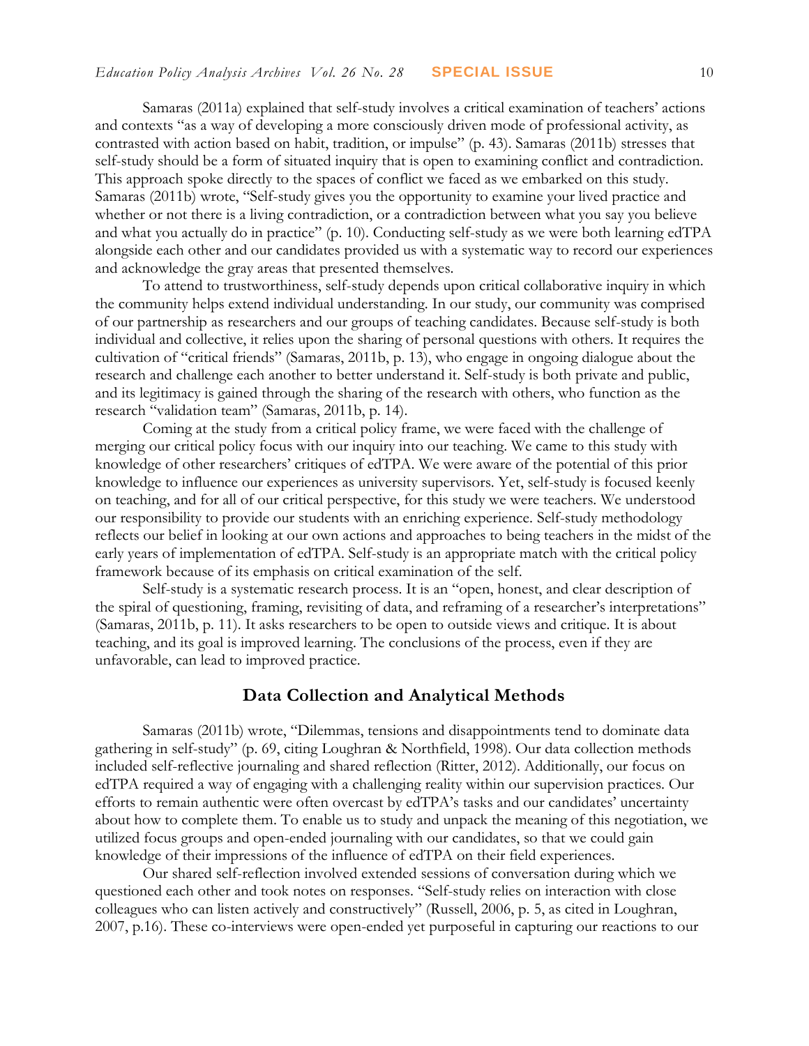Samaras (2011a) explained that self-study involves a critical examination of teachers' actions and contexts "as a way of developing a more consciously driven mode of professional activity, as contrasted with action based on habit, tradition, or impulse" (p. 43). Samaras (2011b) stresses that self-study should be a form of situated inquiry that is open to examining conflict and contradiction. This approach spoke directly to the spaces of conflict we faced as we embarked on this study. Samaras (2011b) wrote, "Self-study gives you the opportunity to examine your lived practice and whether or not there is a living contradiction, or a contradiction between what you say you believe and what you actually do in practice" (p. 10). Conducting self-study as we were both learning edTPA alongside each other and our candidates provided us with a systematic way to record our experiences and acknowledge the gray areas that presented themselves.

To attend to trustworthiness, self-study depends upon critical collaborative inquiry in which the community helps extend individual understanding. In our study, our community was comprised of our partnership as researchers and our groups of teaching candidates. Because self-study is both individual and collective, it relies upon the sharing of personal questions with others. It requires the cultivation of "critical friends" (Samaras, 2011b, p. 13), who engage in ongoing dialogue about the research and challenge each another to better understand it. Self-study is both private and public, and its legitimacy is gained through the sharing of the research with others, who function as the research "validation team" (Samaras, 2011b, p. 14).

Coming at the study from a critical policy frame, we were faced with the challenge of merging our critical policy focus with our inquiry into our teaching. We came to this study with knowledge of other researchers' critiques of edTPA. We were aware of the potential of this prior knowledge to influence our experiences as university supervisors. Yet, self-study is focused keenly on teaching, and for all of our critical perspective, for this study we were teachers. We understood our responsibility to provide our students with an enriching experience. Self-study methodology reflects our belief in looking at our own actions and approaches to being teachers in the midst of the early years of implementation of edTPA. Self-study is an appropriate match with the critical policy framework because of its emphasis on critical examination of the self.

Self-study is a systematic research process. It is an "open, honest, and clear description of the spiral of questioning, framing, revisiting of data, and reframing of a researcher's interpretations" (Samaras, 2011b, p. 11). It asks researchers to be open to outside views and critique. It is about teaching, and its goal is improved learning. The conclusions of the process, even if they are unfavorable, can lead to improved practice.

## Data Collection and Analytical Methods

Samaras (2011b) wrote, "Dilemmas, tensions and disappointments tend to dominate data gathering in self-study" (p. 69, citing Loughran & Northfield, 1998). Our data collection methods included self-reflective journaling and shared reflection (Ritter, 2012). Additionally, our focus on edTPA required a way of engaging with a challenging reality within our supervision practices. Our efforts to remain authentic were often overcast by edTPA's tasks and our candidates' uncertainty about how to complete them. To enable us to study and unpack the meaning of this negotiation, we utilized focus groups and open-ended journaling with our candidates, so that we could gain knowledge of their impressions of the influence of edTPA on their field experiences.

Our shared self-reflection involved extended sessions of conversation during which we questioned each other and took notes on responses. "Self-study relies on interaction with close colleagues who can listen actively and constructively" (Russell, 2006, p. 5, as cited in Loughran, 2007, p.16). These co-interviews were open-ended yet purposeful in capturing our reactions to our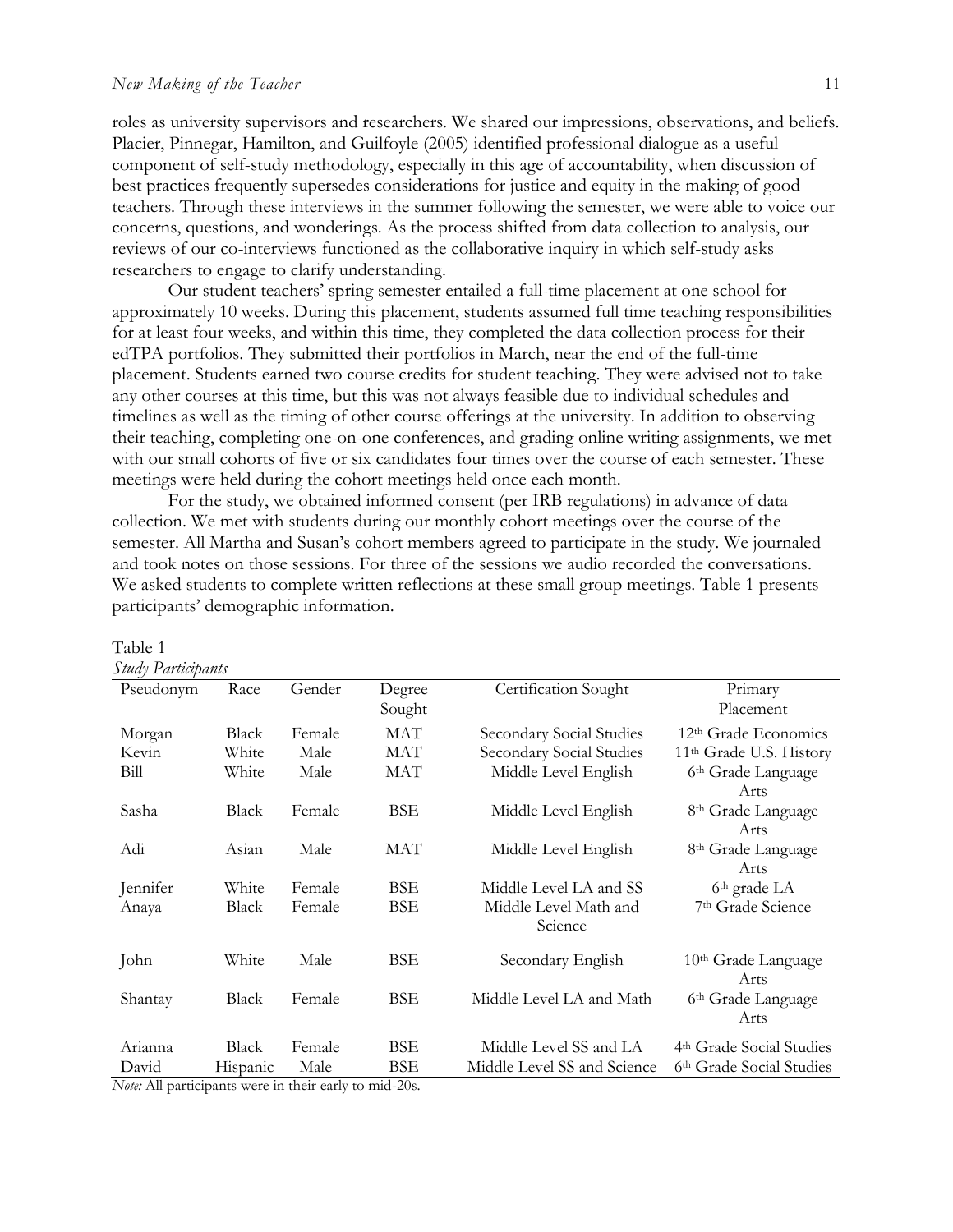roles as university supervisors and researchers. We shared our impressions, observations, and beliefs. Placier, Pinnegar, Hamilton, and Guilfoyle (2005) identified professional dialogue as a useful component of self-study methodology, especially in this age of accountability, when discussion of best practices frequently supersedes considerations for justice and equity in the making of good teachers. Through these interviews in the summer following the semester, we were able to voice our concerns, questions, and wonderings. As the process shifted from data collection to analysis, our reviews of our co-interviews functioned as the collaborative inquiry in which self-study asks researchers to engage to clarify understanding.

Our student teachers' spring semester entailed a full-time placement at one school for approximately 10 weeks. During this placement, students assumed full time teaching responsibilities for at least four weeks, and within this time, they completed the data collection process for their edTPA portfolios. They submitted their portfolios in March, near the end of the full-time placement. Students earned two course credits for student teaching. They were advised not to take any other courses at this time, but this was not always feasible due to individual schedules and timelines as well as the timing of other course offerings at the university. In addition to observing their teaching, completing one-on-one conferences, and grading online writing assignments, we met with our small cohorts of five or six candidates four times over the course of each semester. These meetings were held during the cohort meetings held once each month.

For the study, we obtained informed consent (per IRB regulations) in advance of data collection. We met with students during our monthly cohort meetings over the course of the semester. All Martha and Susan's cohort members agreed to participate in the study. We journaled and took notes on those sessions. For three of the sessions we audio recorded the conversations. We asked students to complete written reflections at these small group meetings. Table 1 presents participants' demographic information.

Table 1
*Study Participants*

| Pseudonym | Race | Gender | Degree Sought | Certification Sought | Primary Placement |
|---|---|---|---|---|---|
| Morgan | Black | Female | MAT | Secondary Social Studies | 12th Grade Economics |
| Kevin | White | Male | MAT | Secondary Social Studies | 11th Grade U.S. History |
| Bill | White | Male | MAT | Middle Level English | 6th Grade Language Arts |
| Sasha | Black | Female | BSE | Middle Level English | 8th Grade Language Arts |
| Adi | Asian | Male | MAT | Middle Level English | 8th Grade Language Arts |
| Jennifer | White | Female | BSE | Middle Level LA and SS | 6th grade LA |
| Anaya | Black | Female | BSE | Middle Level Math and Science | 7th Grade Science |
| John | White | Male | BSE | Secondary English | 10th Grade Language Arts |
| Shantay | Black | Female | BSE | Middle Level LA and Math | 6th Grade Language Arts |
| Arianna | Black | Female | BSE | Middle Level SS and LA | 4th Grade Social Studies |
| David | Hispanic | Male | BSE | Middle Level SS and Science | 6th Grade Social Studies |

*Note:* All participants were in their early to mid-20s.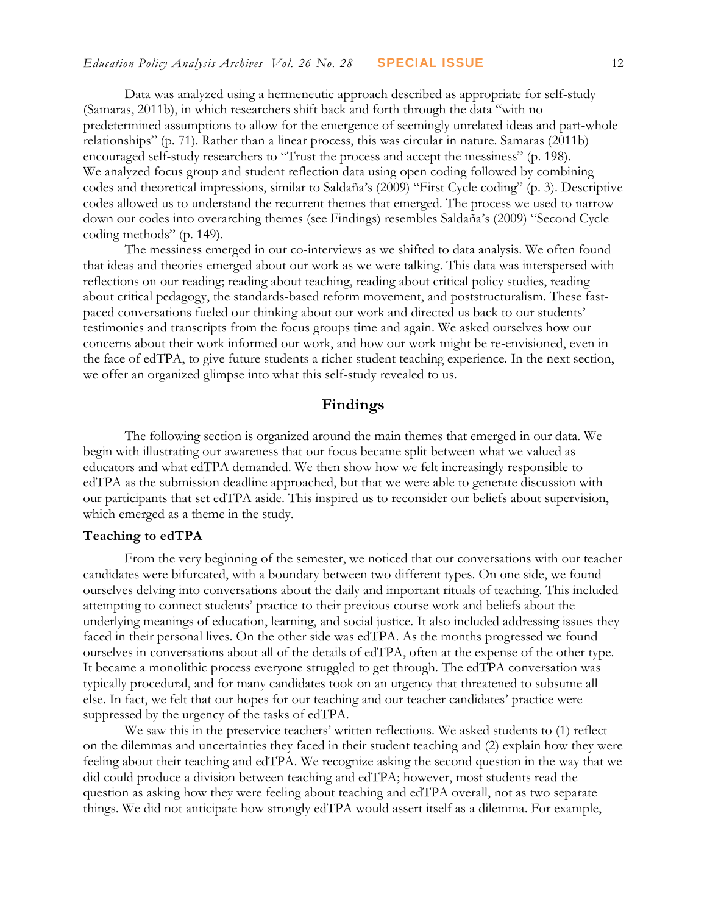Data was analyzed using a hermeneutic approach described as appropriate for self-study (Samaras, 2011b), in which researchers shift back and forth through the data "with no predetermined assumptions to allow for the emergence of seemingly unrelated ideas and part-whole relationships" (p. 71). Rather than a linear process, this was circular in nature. Samaras (2011b) encouraged self-study researchers to "Trust the process and accept the messiness" (p. 198). We analyzed focus group and student reflection data using open coding followed by combining codes and theoretical impressions, similar to Saldaña's (2009) "First Cycle coding" (p. 3). Descriptive codes allowed us to understand the recurrent themes that emerged. The process we used to narrow down our codes into overarching themes (see Findings) resembles Saldaña's (2009) "Second Cycle coding methods" (p. 149).

The messiness emerged in our co-interviews as we shifted to data analysis. We often found that ideas and theories emerged about our work as we were talking. This data was interspersed with reflections on our reading; reading about teaching, reading about critical policy studies, reading about critical pedagogy, the standards-based reform movement, and poststructuralism. These fast-paced conversations fueled our thinking about our work and directed us back to our students' testimonies and transcripts from the focus groups time and again. We asked ourselves how our concerns about their work informed our work, and how our work might be re-envisioned, even in the face of edTPA, to give future students a richer student teaching experience. In the next section, we offer an organized glimpse into what this self-study revealed to us.

## Findings

The following section is organized around the main themes that emerged in our data. We begin with illustrating our awareness that our focus became split between what we valued as educators and what edTPA demanded. We then show how we felt increasingly responsible to edTPA as the submission deadline approached, but that we were able to generate discussion with our participants that set edTPA aside. This inspired us to reconsider our beliefs about supervision, which emerged as a theme in the study.

### Teaching to edTPA

From the very beginning of the semester, we noticed that our conversations with our teacher candidates were bifurcated, with a boundary between two different types. On one side, we found ourselves delving into conversations about the daily and important rituals of teaching. This included attempting to connect students' practice to their previous course work and beliefs about the underlying meanings of education, learning, and social justice. It also included addressing issues they faced in their personal lives. On the other side was edTPA. As the months progressed we found ourselves in conversations about all of the details of edTPA, often at the expense of the other type. It became a monolithic process everyone struggled to get through. The edTPA conversation was typically procedural, and for many candidates took on an urgency that threatened to subsume all else. In fact, we felt that our hopes for our teaching and our teacher candidates' practice were suppressed by the urgency of the tasks of edTPA.

We saw this in the preservice teachers' written reflections. We asked students to (1) reflect on the dilemmas and uncertainties they faced in their student teaching and (2) explain how they were feeling about their teaching and edTPA. We recognize asking the second question in the way that we did could produce a division between teaching and edTPA; however, most students read the question as asking how they were feeling about teaching and edTPA overall, not as two separate things. We did not anticipate how strongly edTPA would assert itself as a dilemma. For example,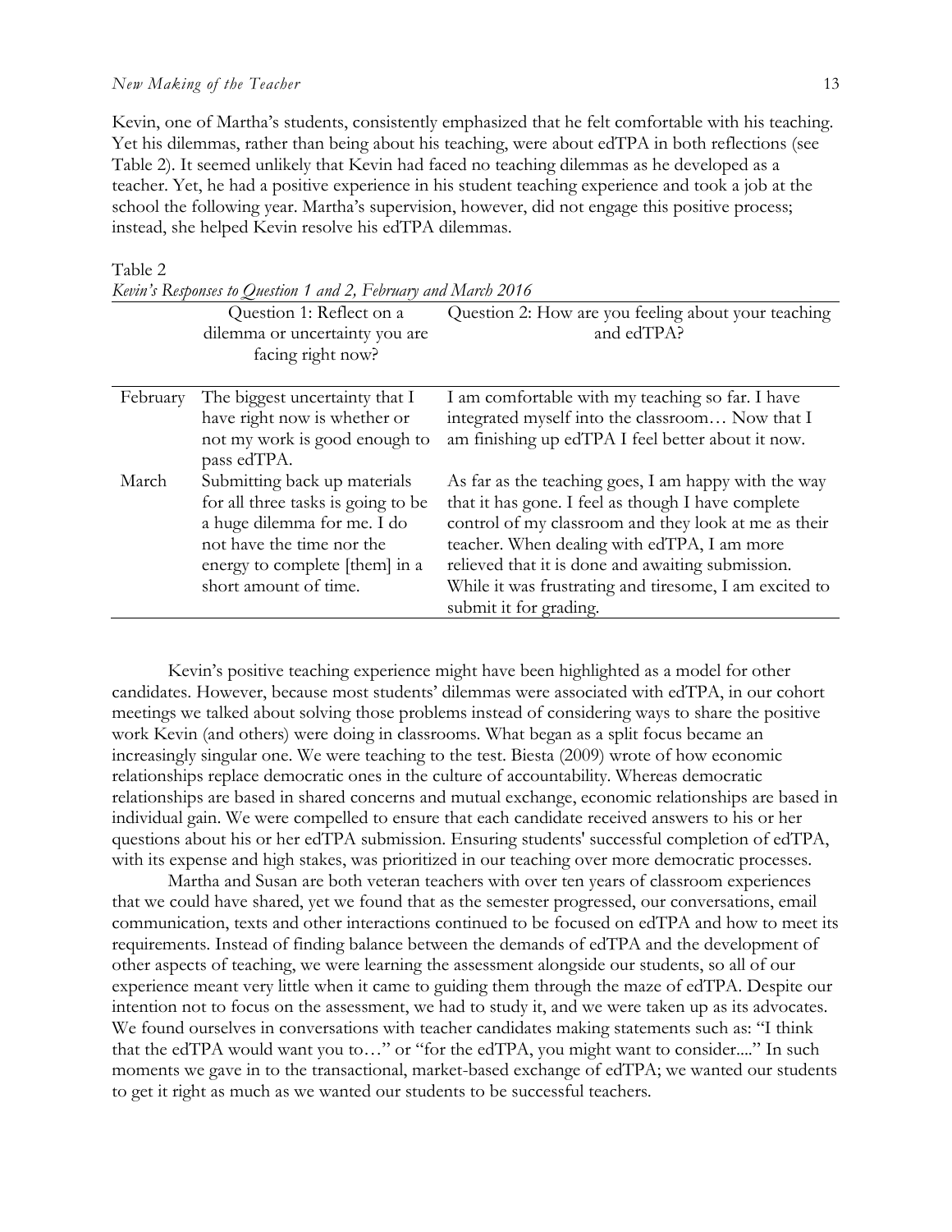Kevin, one of Martha's students, consistently emphasized that he felt comfortable with his teaching. Yet his dilemmas, rather than being about his teaching, were about edTPA in both reflections (see Table 2). It seemed unlikely that Kevin had faced no teaching dilemmas as he developed as a teacher. Yet, he had a positive experience in his student teaching experience and took a job at the school the following year. Martha's supervision, however, did not engage this positive process; instead, she helped Kevin resolve his edTPA dilemmas.

Table 2
*Kevin's Responses to Question 1 and 2, February and March 2016*

| | Question 1: Reflect on a dilemma or uncertainty you are facing right now? | Question 2: How are you feeling about your teaching and edTPA? |
|---|---|---|
| February | The biggest uncertainty that I have right now is whether or not my work is good enough to pass edTPA. | I am comfortable with my teaching so far. I have integrated myself into the classroom… Now that I am finishing up edTPA I feel better about it now. |
| March | Submitting back up materials for all three tasks is going to be a huge dilemma for me. I do not have the time nor the energy to complete [them] in a short amount of time. | As far as the teaching goes, I am happy with the way that it has gone. I feel as though I have complete control of my classroom and they look at me as their teacher. When dealing with edTPA, I am more relieved that it is done and awaiting submission. While it was frustrating and tiresome, I am excited to submit it for grading. |

Kevin's positive teaching experience might have been highlighted as a model for other candidates. However, because most students' dilemmas were associated with edTPA, in our cohort meetings we talked about solving those problems instead of considering ways to share the positive work Kevin (and others) were doing in classrooms. What began as a split focus became an increasingly singular one. We were teaching to the test. Biesta (2009) wrote of how economic relationships replace democratic ones in the culture of accountability. Whereas democratic relationships are based in shared concerns and mutual exchange, economic relationships are based in individual gain. We were compelled to ensure that each candidate received answers to his or her questions about his or her edTPA submission. Ensuring students' successful completion of edTPA, with its expense and high stakes, was prioritized in our teaching over more democratic processes.

Martha and Susan are both veteran teachers with over ten years of classroom experiences that we could have shared, yet we found that as the semester progressed, our conversations, email communication, texts and other interactions continued to be focused on edTPA and how to meet its requirements. Instead of finding balance between the demands of edTPA and the development of other aspects of teaching, we were learning the assessment alongside our students, so all of our experience meant very little when it came to guiding them through the maze of edTPA. Despite our intention not to focus on the assessment, we had to study it, and we were taken up as its advocates. We found ourselves in conversations with teacher candidates making statements such as: "I think that the edTPA would want you to…" or "for the edTPA, you might want to consider...." In such moments we gave in to the transactional, market-based exchange of edTPA; we wanted our students to get it right as much as we wanted our students to be successful teachers.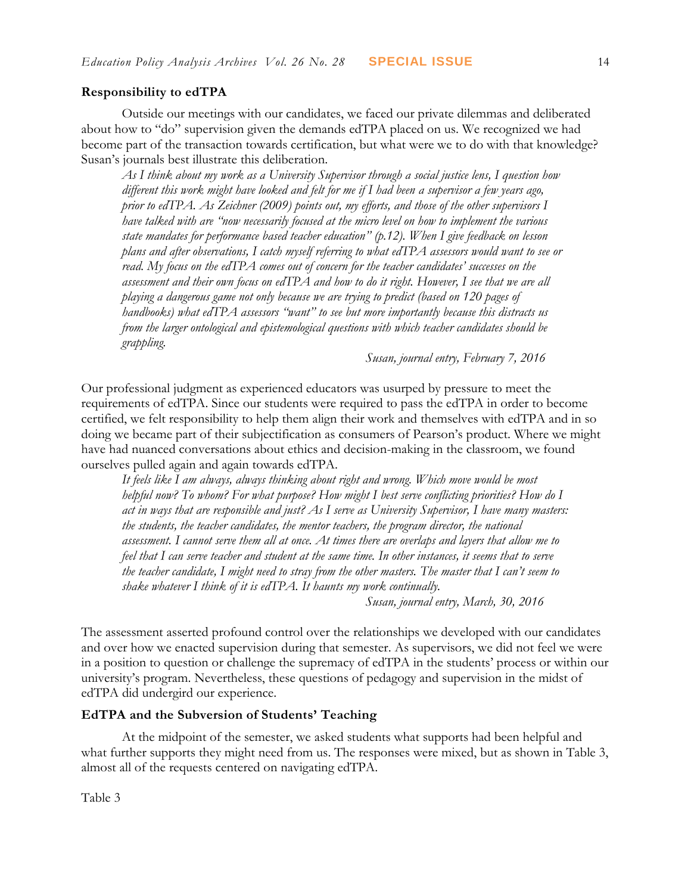### Responsibility to edTPA

Outside our meetings with our candidates, we faced our private dilemmas and deliberated about how to "do" supervision given the demands edTPA placed on us. We recognized we had become part of the transaction towards certification, but what were we to do with that knowledge? Susan's journals best illustrate this deliberation.

> *As I think about my work as a University Supervisor through a social justice lens, I question how different this work might have looked and felt for me if I had been a supervisor a few years ago, prior to edTPA. As Zeichner (2009) points out, my efforts, and those of the other supervisors I have talked with are "now necessarily focused at the micro level on how to implement the various state mandates for performance based teacher education" (p.12). When I give feedback on lesson plans and after observations, I catch myself referring to what edTPA assessors would want to see or read. My focus on the edTPA comes out of concern for the teacher candidates' successes on the assessment and their own focus on edTPA and how to do it right. However, I see that we are all playing a dangerous game not only because we are trying to predict (based on 120 pages of handbooks) what edTPA assessors "want" to see but more importantly because this distracts us from the larger ontological and epistemological questions with which teacher candidates should be grappling.*
>
> *Susan, journal entry, February 7, 2016*

Our professional judgment as experienced educators was usurped by pressure to meet the requirements of edTPA. Since our students were required to pass the edTPA in order to become certified, we felt responsibility to help them align their work and themselves with edTPA and in so doing we became part of their subjectification as consumers of Pearson's product. Where we might have had nuanced conversations about ethics and decision-making in the classroom, we found ourselves pulled again and again towards edTPA.

> *It feels like I am always, always thinking about right and wrong. Which move would be most helpful now? To whom? For what purpose? How might I best serve conflicting priorities? How do I act in ways that are responsible and just? As I serve as University Supervisor, I have many masters: the students, the teacher candidates, the mentor teachers, the program director, the national assessment. I cannot serve them all at once. At times there are overlaps and layers that allow me to feel that I can serve teacher and student at the same time. In other instances, it seems that to serve the teacher candidate, I might need to stray from the other masters. The master that I can't seem to shake whatever I think of it is edTPA. It haunts my work continually.*
>
> *Susan, journal entry, March, 30, 2016*

The assessment asserted profound control over the relationships we developed with our candidates and over how we enacted supervision during that semester. As supervisors, we did not feel we were in a position to question or challenge the supremacy of edTPA in the students' process or within our university's program. Nevertheless, these questions of pedagogy and supervision in the midst of edTPA did undergird our experience.

### EdTPA and the Subversion of Students' Teaching

At the midpoint of the semester, we asked students what supports had been helpful and what further supports they might need from us. The responses were mixed, but as shown in Table 3, almost all of the requests centered on navigating edTPA.

Table 3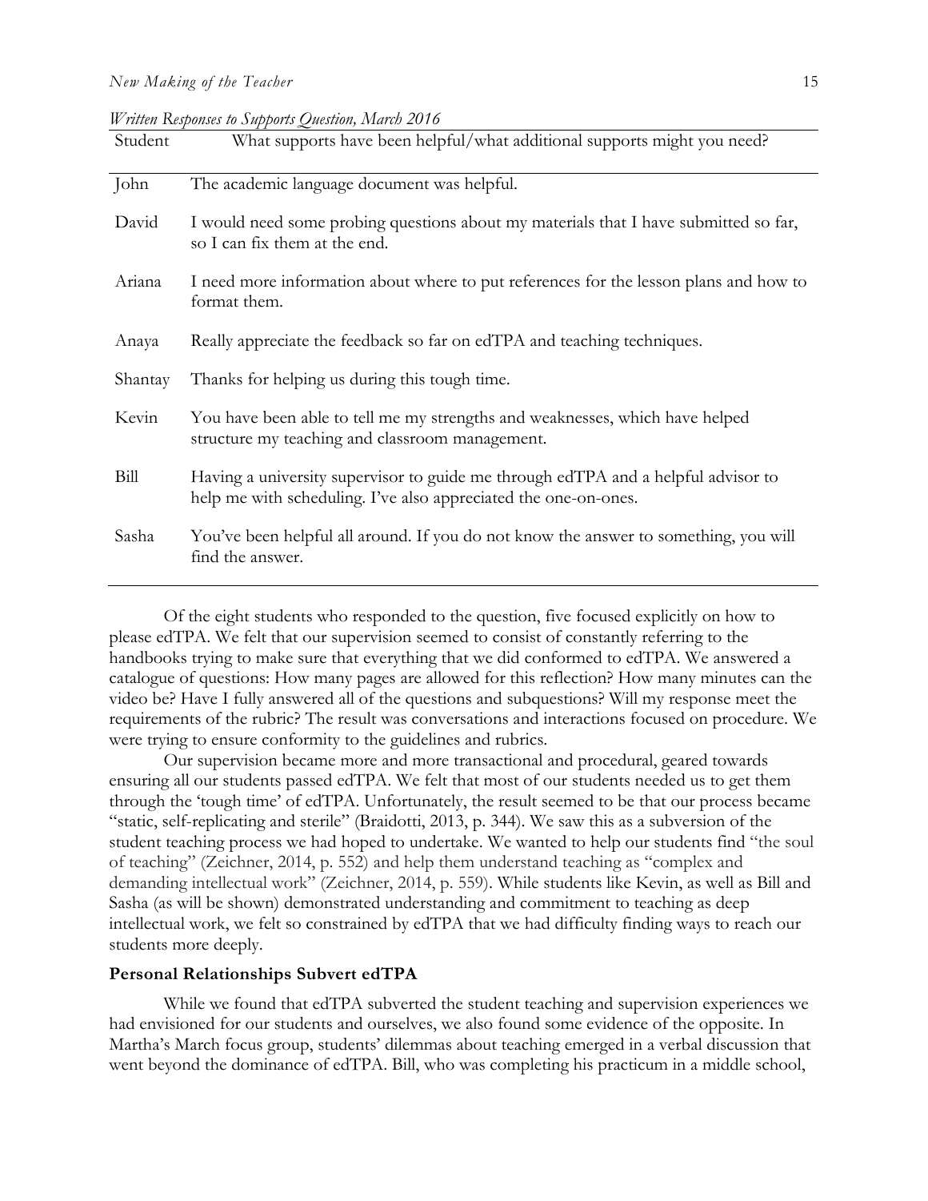*Written Responses to Supports Question, March 2016*

| Student | What supports have been helpful/what additional supports might you need? |
|---|---|
| John | The academic language document was helpful. |
| David | I would need some probing questions about my materials that I have submitted so far, so I can fix them at the end. |
| Ariana | I need more information about where to put references for the lesson plans and how to format them. |
| Anaya | Really appreciate the feedback so far on edTPA and teaching techniques. |
| Shantay | Thanks for helping us during this tough time. |
| Kevin | You have been able to tell me my strengths and weaknesses, which have helped structure my teaching and classroom management. |
| Bill | Having a university supervisor to guide me through edTPA and a helpful advisor to help me with scheduling. I've also appreciated the one-on-ones. |
| Sasha | You've been helpful all around. If you do not know the answer to something, you will find the answer. |

Of the eight students who responded to the question, five focused explicitly on how to please edTPA. We felt that our supervision seemed to consist of constantly referring to the handbooks trying to make sure that everything that we did conformed to edTPA. We answered a catalogue of questions: How many pages are allowed for this reflection? How many minutes can the video be? Have I fully answered all of the questions and subquestions? Will my response meet the requirements of the rubric? The result was conversations and interactions focused on procedure. We were trying to ensure conformity to the guidelines and rubrics.

Our supervision became more and more transactional and procedural, geared towards ensuring all our students passed edTPA. We felt that most of our students needed us to get them through the 'tough time' of edTPA. Unfortunately, the result seemed to be that our process became "static, self-replicating and sterile" (Braidotti, 2013, p. 344). We saw this as a subversion of the student teaching process we had hoped to undertake. We wanted to help our students find "the soul of teaching" (Zeichner, 2014, p. 552) and help them understand teaching as "complex and demanding intellectual work" (Zeichner, 2014, p. 559). While students like Kevin, as well as Bill and Sasha (as will be shown) demonstrated understanding and commitment to teaching as deep intellectual work, we felt so constrained by edTPA that we had difficulty finding ways to reach our students more deeply.

**Personal Relationships Subvert edTPA**

While we found that edTPA subverted the student teaching and supervision experiences we had envisioned for our students and ourselves, we also found some evidence of the opposite. In Martha's March focus group, students' dilemmas about teaching emerged in a verbal discussion that went beyond the dominance of edTPA. Bill, who was completing his practicum in a middle school,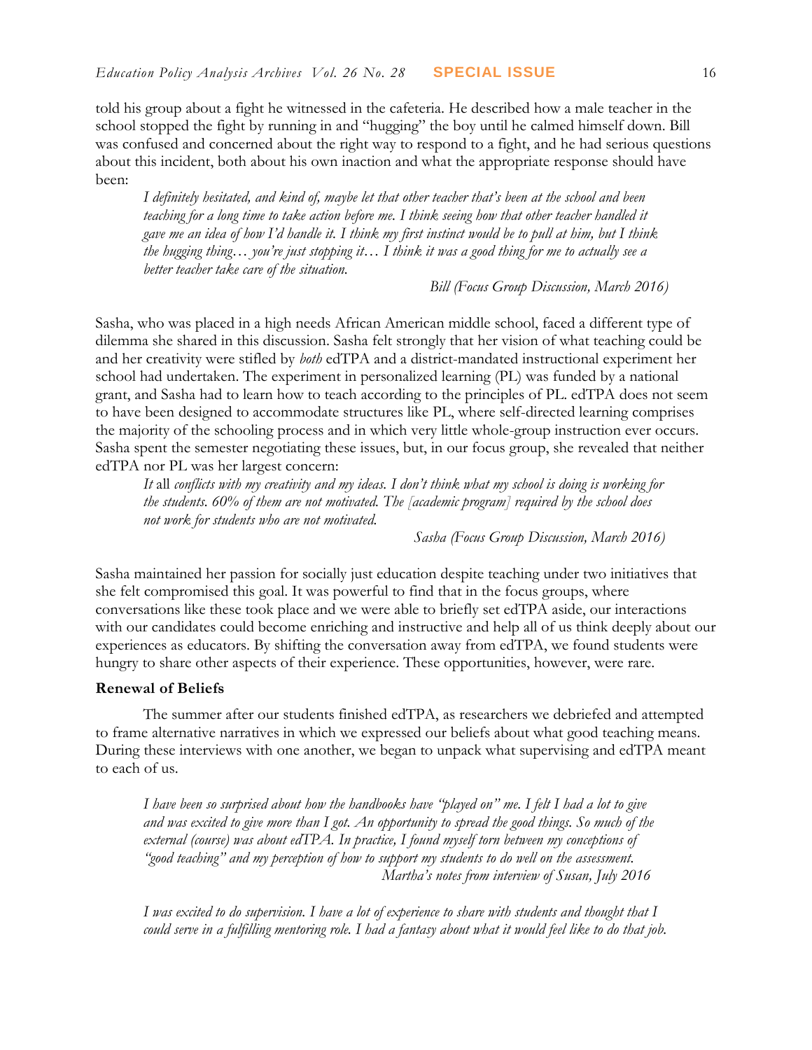told his group about a fight he witnessed in the cafeteria. He described how a male teacher in the school stopped the fight by running in and "hugging" the boy until he calmed himself down. Bill was confused and concerned about the right way to respond to a fight, and he had serious questions about this incident, both about his own inaction and what the appropriate response should have been:

> *I definitely hesitated, and kind of, maybe let that other teacher that's been at the school and been teaching for a long time to take action before me. I think seeing how that other teacher handled it gave me an idea of how I'd handle it. I think my first instinct would be to pull at him, but I think the hugging thing… you're just stopping it… I think it was a good thing for me to actually see a better teacher take care of the situation.*
>
> *Bill (Focus Group Discussion, March 2016)*

Sasha, who was placed in a high needs African American middle school, faced a different type of dilemma she shared in this discussion. Sasha felt strongly that her vision of what teaching could be and her creativity were stifled by *both* edTPA and a district-mandated instructional experiment her school had undertaken. The experiment in personalized learning (PL) was funded by a national grant, and Sasha had to learn how to teach according to the principles of PL. edTPA does not seem to have been designed to accommodate structures like PL, where self-directed learning comprises the majority of the schooling process and in which very little whole-group instruction ever occurs. Sasha spent the semester negotiating these issues, but, in our focus group, she revealed that neither edTPA nor PL was her largest concern:

> *It* all *conflicts with my creativity and my ideas. I don't think what my school is doing is working for the students. 60% of them are not motivated. The [academic program] required by the school does not work for students who are not motivated.*
>
> *Sasha (Focus Group Discussion, March 2016)*

Sasha maintained her passion for socially just education despite teaching under two initiatives that she felt compromised this goal. It was powerful to find that in the focus groups, where conversations like these took place and we were able to briefly set edTPA aside, our interactions with our candidates could become enriching and instructive and help all of us think deeply about our experiences as educators. By shifting the conversation away from edTPA, we found students were hungry to share other aspects of their experience. These opportunities, however, were rare.

**Renewal of Beliefs**

The summer after our students finished edTPA, as researchers we debriefed and attempted to frame alternative narratives in which we expressed our beliefs about what good teaching means. During these interviews with one another, we began to unpack what supervising and edTPA meant to each of us.

> *I have been so surprised about how the handbooks have "played on" me. I felt I had a lot to give and was excited to give more than I got. An opportunity to spread the good things. So much of the external (course) was about edTPA. In practice, I found myself torn between my conceptions of "good teaching" and my perception of how to support my students to do well on the assessment.*
>
> *Martha's notes from interview of Susan, July 2016*

> *I was excited to do supervision. I have a lot of experience to share with students and thought that I could serve in a fulfilling mentoring role. I had a fantasy about what it would feel like to do that job.*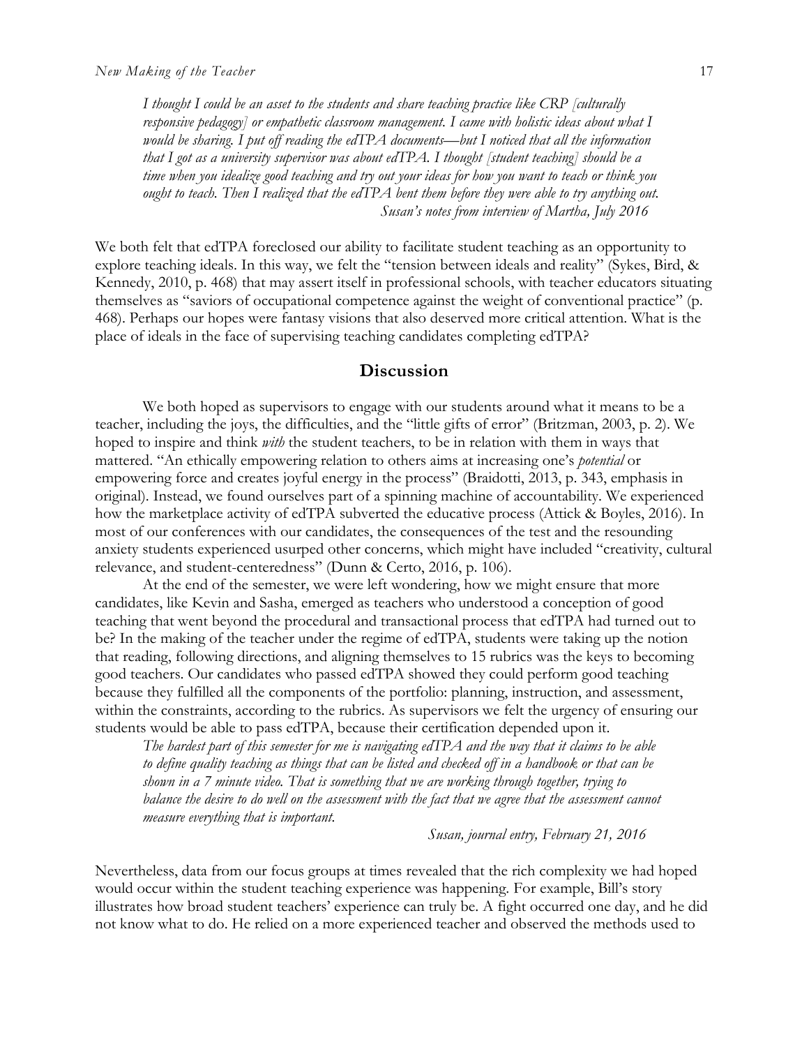*I thought I could be an asset to the students and share teaching practice like CRP [culturally responsive pedagogy] or empathetic classroom management. I came with holistic ideas about what I would be sharing. I put off reading the edTPA documents—but I noticed that all the information that I got as a university supervisor was about edTPA. I thought [student teaching] should be a time when you idealize good teaching and try out your ideas for how you want to teach or think you ought to teach. Then I realized that the edTPA bent them before they were able to try anything out.*

*Susan's notes from interview of Martha, July 2016*

We both felt that edTPA foreclosed our ability to facilitate student teaching as an opportunity to explore teaching ideals. In this way, we felt the "tension between ideals and reality" (Sykes, Bird, & Kennedy, 2010, p. 468) that may assert itself in professional schools, with teacher educators situating themselves as "saviors of occupational competence against the weight of conventional practice" (p. 468). Perhaps our hopes were fantasy visions that also deserved more critical attention. What is the place of ideals in the face of supervising teaching candidates completing edTPA?

## Discussion

We both hoped as supervisors to engage with our students around what it means to be a teacher, including the joys, the difficulties, and the "little gifts of error" (Britzman, 2003, p. 2). We hoped to inspire and think *with* the student teachers, to be in relation with them in ways that mattered. "An ethically empowering relation to others aims at increasing one's *potential* or empowering force and creates joyful energy in the process" (Braidotti, 2013, p. 343, emphasis in original). Instead, we found ourselves part of a spinning machine of accountability. We experienced how the marketplace activity of edTPA subverted the educative process (Attick & Boyles, 2016). In most of our conferences with our candidates, the consequences of the test and the resounding anxiety students experienced usurped other concerns, which might have included "creativity, cultural relevance, and student-centeredness" (Dunn & Certo, 2016, p. 106).

At the end of the semester, we were left wondering, how we might ensure that more candidates, like Kevin and Sasha, emerged as teachers who understood a conception of good teaching that went beyond the procedural and transactional process that edTPA had turned out to be? In the making of the teacher under the regime of edTPA, students were taking up the notion that reading, following directions, and aligning themselves to 15 rubrics was the keys to becoming good teachers. Our candidates who passed edTPA showed they could perform good teaching because they fulfilled all the components of the portfolio: planning, instruction, and assessment, within the constraints, according to the rubrics. As supervisors we felt the urgency of ensuring our students would be able to pass edTPA, because their certification depended upon it.

*The hardest part of this semester for me is navigating edTPA and the way that it claims to be able to define quality teaching as things that can be listed and checked off in a handbook or that can be shown in a 7 minute video. That is something that we are working through together, trying to balance the desire to do well on the assessment with the fact that we agree that the assessment cannot measure everything that is important.*

*Susan, journal entry, February 21, 2016*

Nevertheless, data from our focus groups at times revealed that the rich complexity we had hoped would occur within the student teaching experience was happening. For example, Bill's story illustrates how broad student teachers' experience can truly be. A fight occurred one day, and he did not know what to do. He relied on a more experienced teacher and observed the methods used to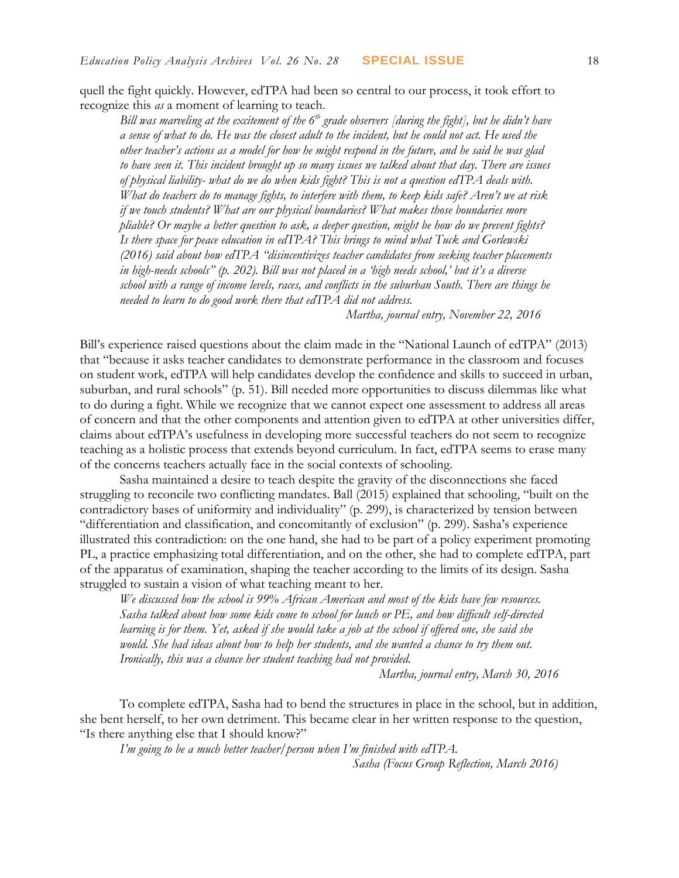quell the fight quickly. However, edTPA had been so central to our process, it took effort to recognize this *as* a moment of learning to teach.

> *Bill was marveling at the excitement of the 6th grade observers [during the fight], but he didn't have a sense of what to do. He was the closest adult to the incident, but he could not act. He used the other teacher's actions as a model for how he might respond in the future, and he said he was glad to have seen it. This incident brought up so many issues we talked about that day. There are issues of physical liability- what do we do when kids fight? This is not a question edTPA deals with. What do teachers do to manage fights, to interfere with them, to keep kids safe? Aren't we at risk if we touch students? What are our physical boundaries? What makes those boundaries more pliable? Or maybe a better question to ask, a deeper question, might be how do we prevent fights? Is there space for peace education in edTPA? This brings to mind what Tuck and Gorlewski (2016) said about how edTPA "disincentivizes teacher candidates from seeking teacher placements in high-needs schools" (p. 202). Bill was not placed in a 'high needs school,' but it's a diverse school with a range of income levels, races, and conflicts in the suburban South. There are things he needed to learn to do good work there that edTPA did not address.*
>
> *Martha, journal entry, November 22, 2016*

Bill's experience raised questions about the claim made in the "National Launch of edTPA" (2013) that "because it asks teacher candidates to demonstrate performance in the classroom and focuses on student work, edTPA will help candidates develop the confidence and skills to succeed in urban, suburban, and rural schools" (p. 51). Bill needed more opportunities to discuss dilemmas like what to do during a fight. While we recognize that we cannot expect one assessment to address all areas of concern and that the other components and attention given to edTPA at other universities differ, claims about edTPA's usefulness in developing more successful teachers do not seem to recognize teaching as a holistic process that extends beyond curriculum. In fact, edTPA seems to erase many of the concerns teachers actually face in the social contexts of schooling.

Sasha maintained a desire to teach despite the gravity of the disconnections she faced struggling to reconcile two conflicting mandates. Ball (2015) explained that schooling, "built on the contradictory bases of uniformity and individuality" (p. 299), is characterized by tension between "differentiation and classification, and concomitantly of exclusion" (p. 299). Sasha's experience illustrated this contradiction: on the one hand, she had to be part of a policy experiment promoting PL, a practice emphasizing total differentiation, and on the other, she had to complete edTPA, part of the apparatus of examination, shaping the teacher according to the limits of its design. Sasha struggled to sustain a vision of what teaching meant to her.

> *We discussed how the school is 99% African American and most of the kids have few resources. Sasha talked about how some kids come to school for lunch or PE, and how difficult self-directed learning is for them. Yet, asked if she would take a job at the school if offered one, she said she would. She had ideas about how to help her students, and she wanted a chance to try them out. Ironically, this was a chance her student teaching had not provided.*
>
> *Martha, journal entry, March 30, 2016*

To complete edTPA, Sasha had to bend the structures in place in the school, but in addition, she bent herself, to her own detriment. This became clear in her written response to the question, "Is there anything else that I should know?"

> *I'm going to be a much better teacher/person when I'm finished with edTPA.*
>
> *Sasha (Focus Group Reflection, March 2016)*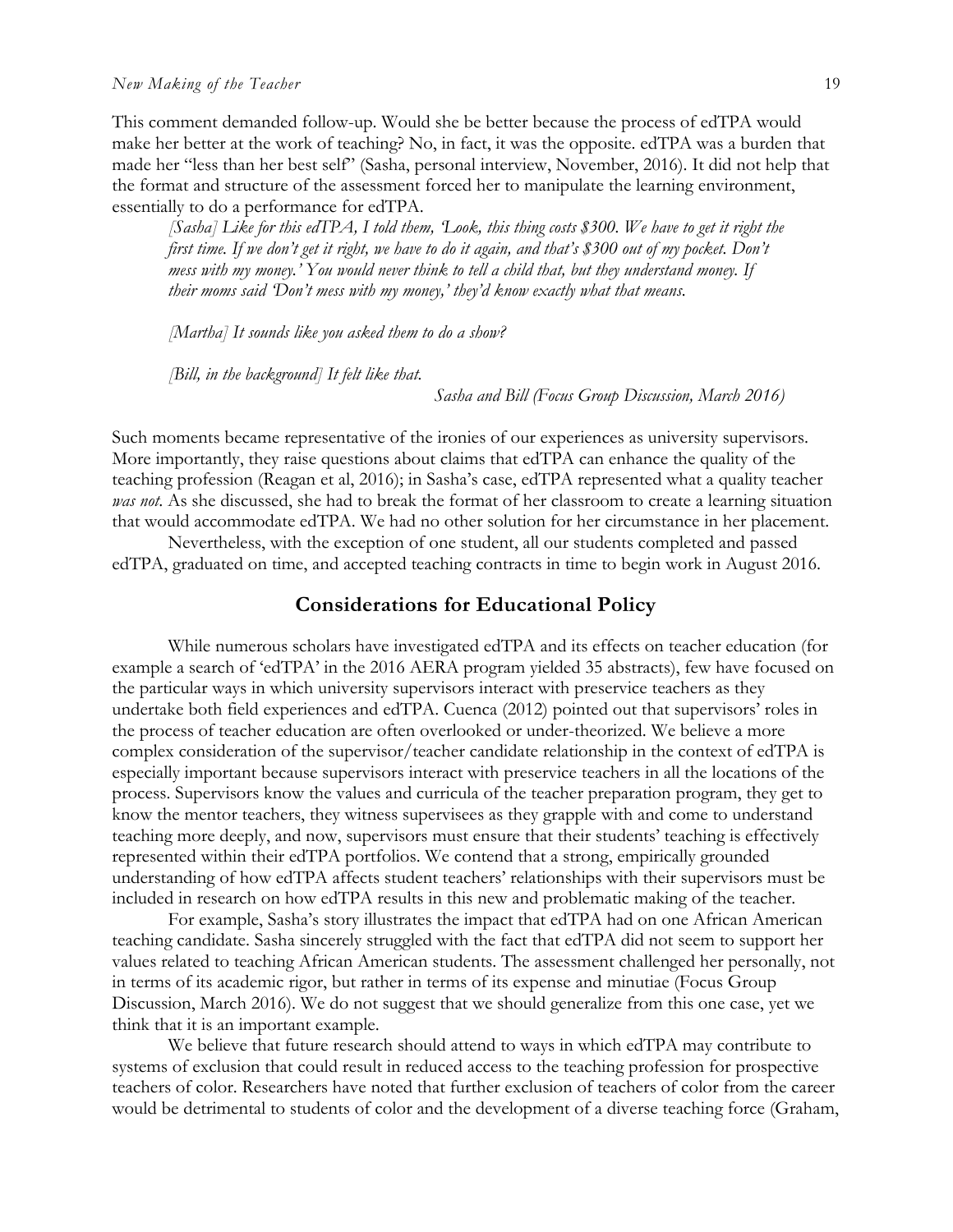This comment demanded follow-up. Would she be better because the process of edTPA would make her better at the work of teaching? No, in fact, it was the opposite. edTPA was a burden that made her "less than her best self" (Sasha, personal interview, November, 2016). It did not help that the format and structure of the assessment forced her to manipulate the learning environment, essentially to do a performance for edTPA.

> *[Sasha] Like for this edTPA, I told them, 'Look, this thing costs $300. We have to get it right the first time. If we don't get it right, we have to do it again, and that's $300 out of my pocket. Don't mess with my money.' You would never think to tell a child that, but they understand money. If their moms said 'Don't mess with my money,' they'd know exactly what that means.*
>
> *[Martha] It sounds like you asked them to do a show?*
>
> *[Bill, in the background] It felt like that.*
>
> *Sasha and Bill (Focus Group Discussion, March 2016)*

Such moments became representative of the ironies of our experiences as university supervisors. More importantly, they raise questions about claims that edTPA can enhance the quality of the teaching profession (Reagan et al, 2016); in Sasha's case, edTPA represented what a quality teacher *was not*. As she discussed, she had to break the format of her classroom to create a learning situation that would accommodate edTPA. We had no other solution for her circumstance in her placement.

Nevertheless, with the exception of one student, all our students completed and passed edTPA, graduated on time, and accepted teaching contracts in time to begin work in August 2016.

## Considerations for Educational Policy

While numerous scholars have investigated edTPA and its effects on teacher education (for example a search of 'edTPA' in the 2016 AERA program yielded 35 abstracts), few have focused on the particular ways in which university supervisors interact with preservice teachers as they undertake both field experiences and edTPA. Cuenca (2012) pointed out that supervisors' roles in the process of teacher education are often overlooked or under-theorized. We believe a more complex consideration of the supervisor/teacher candidate relationship in the context of edTPA is especially important because supervisors interact with preservice teachers in all the locations of the process. Supervisors know the values and curricula of the teacher preparation program, they get to know the mentor teachers, they witness supervisees as they grapple with and come to understand teaching more deeply, and now, supervisors must ensure that their students' teaching is effectively represented within their edTPA portfolios. We contend that a strong, empirically grounded understanding of how edTPA affects student teachers' relationships with their supervisors must be included in research on how edTPA results in this new and problematic making of the teacher.

For example, Sasha's story illustrates the impact that edTPA had on one African American teaching candidate. Sasha sincerely struggled with the fact that edTPA did not seem to support her values related to teaching African American students. The assessment challenged her personally, not in terms of its academic rigor, but rather in terms of its expense and minutiae (Focus Group Discussion, March 2016). We do not suggest that we should generalize from this one case, yet we think that it is an important example.

We believe that future research should attend to ways in which edTPA may contribute to systems of exclusion that could result in reduced access to the teaching profession for prospective teachers of color. Researchers have noted that further exclusion of teachers of color from the career would be detrimental to students of color and the development of a diverse teaching force (Graham,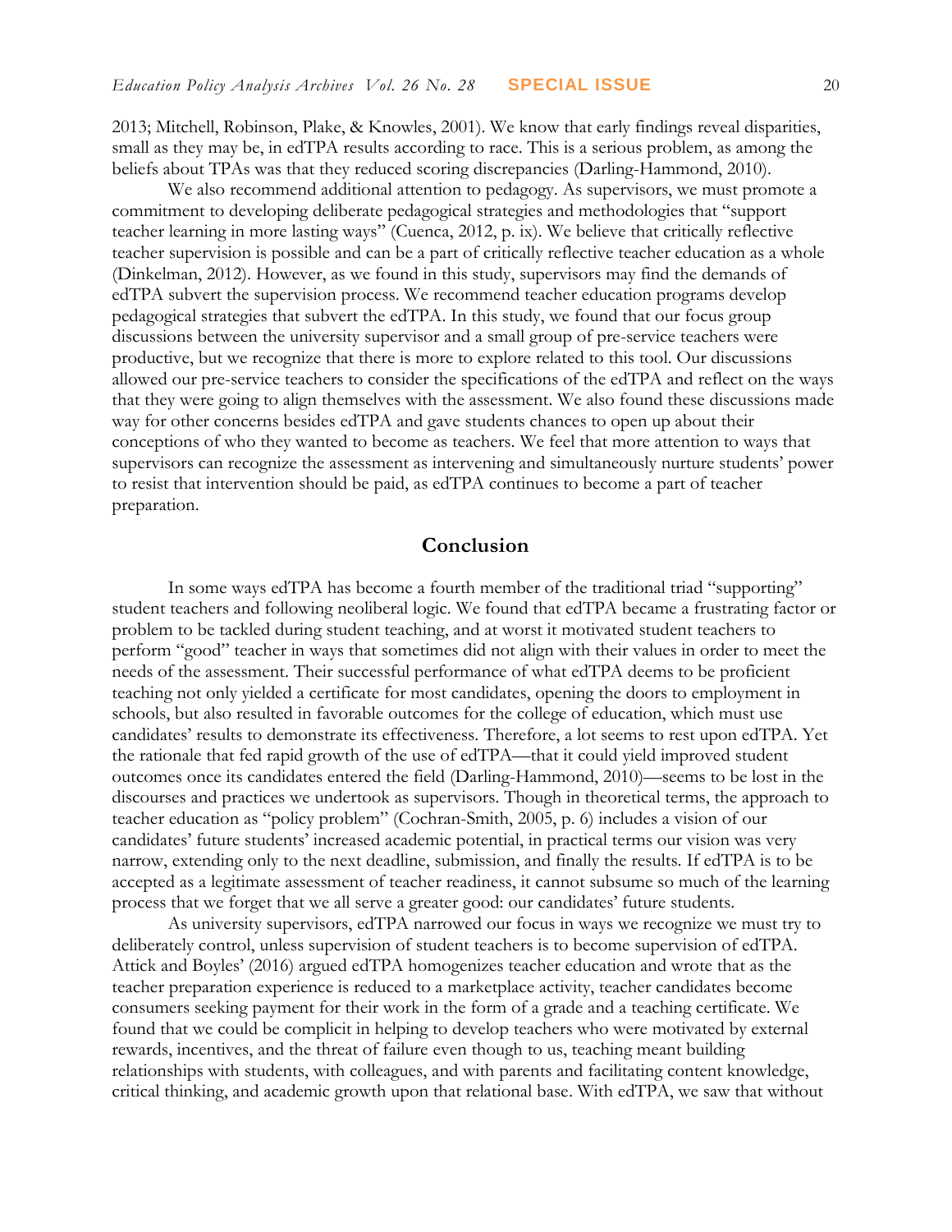2013; Mitchell, Robinson, Plake, & Knowles, 2001). We know that early findings reveal disparities, small as they may be, in edTPA results according to race. This is a serious problem, as among the beliefs about TPAs was that they reduced scoring discrepancies (Darling-Hammond, 2010).

We also recommend additional attention to pedagogy. As supervisors, we must promote a commitment to developing deliberate pedagogical strategies and methodologies that "support teacher learning in more lasting ways" (Cuenca, 2012, p. ix). We believe that critically reflective teacher supervision is possible and can be a part of critically reflective teacher education as a whole (Dinkelman, 2012). However, as we found in this study, supervisors may find the demands of edTPA subvert the supervision process. We recommend teacher education programs develop pedagogical strategies that subvert the edTPA. In this study, we found that our focus group discussions between the university supervisor and a small group of pre-service teachers were productive, but we recognize that there is more to explore related to this tool. Our discussions allowed our pre-service teachers to consider the specifications of the edTPA and reflect on the ways that they were going to align themselves with the assessment. We also found these discussions made way for other concerns besides edTPA and gave students chances to open up about their conceptions of who they wanted to become as teachers. We feel that more attention to ways that supervisors can recognize the assessment as intervening and simultaneously nurture students' power to resist that intervention should be paid, as edTPA continues to become a part of teacher preparation.

## Conclusion

In some ways edTPA has become a fourth member of the traditional triad "supporting" student teachers and following neoliberal logic. We found that edTPA became a frustrating factor or problem to be tackled during student teaching, and at worst it motivated student teachers to perform "good" teacher in ways that sometimes did not align with their values in order to meet the needs of the assessment. Their successful performance of what edTPA deems to be proficient teaching not only yielded a certificate for most candidates, opening the doors to employment in schools, but also resulted in favorable outcomes for the college of education, which must use candidates' results to demonstrate its effectiveness. Therefore, a lot seems to rest upon edTPA. Yet the rationale that fed rapid growth of the use of edTPA—that it could yield improved student outcomes once its candidates entered the field (Darling-Hammond, 2010)—seems to be lost in the discourses and practices we undertook as supervisors. Though in theoretical terms, the approach to teacher education as "policy problem" (Cochran-Smith, 2005, p. 6) includes a vision of our candidates' future students' increased academic potential, in practical terms our vision was very narrow, extending only to the next deadline, submission, and finally the results. If edTPA is to be accepted as a legitimate assessment of teacher readiness, it cannot subsume so much of the learning process that we forget that we all serve a greater good: our candidates' future students.

As university supervisors, edTPA narrowed our focus in ways we recognize we must try to deliberately control, unless supervision of student teachers is to become supervision of edTPA. Attick and Boyles' (2016) argued edTPA homogenizes teacher education and wrote that as the teacher preparation experience is reduced to a marketplace activity, teacher candidates become consumers seeking payment for their work in the form of a grade and a teaching certificate. We found that we could be complicit in helping to develop teachers who were motivated by external rewards, incentives, and the threat of failure even though to us, teaching meant building relationships with students, with colleagues, and with parents and facilitating content knowledge, critical thinking, and academic growth upon that relational base. With edTPA, we saw that without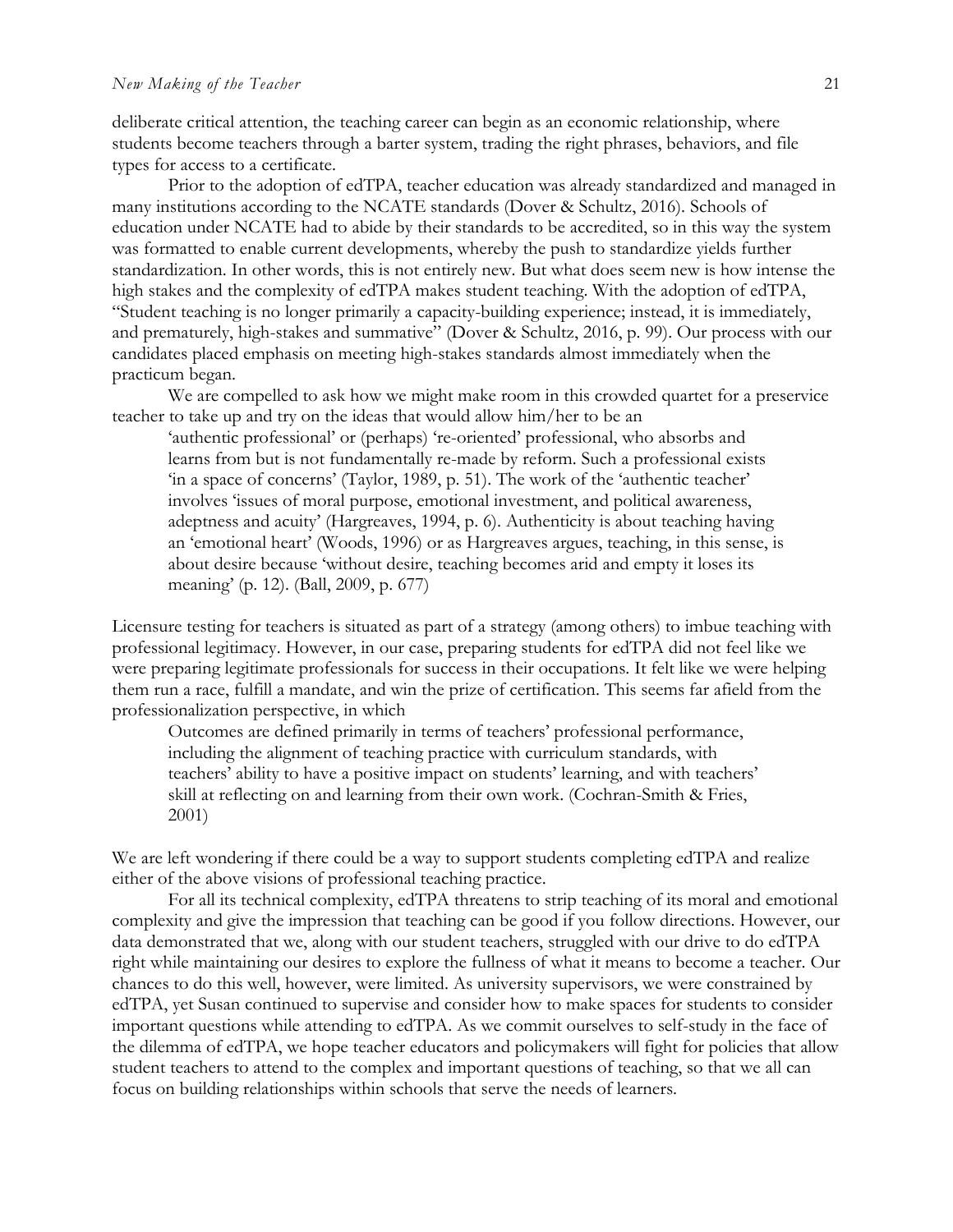deliberate critical attention, the teaching career can begin as an economic relationship, where students become teachers through a barter system, trading the right phrases, behaviors, and file types for access to a certificate.

Prior to the adoption of edTPA, teacher education was already standardized and managed in many institutions according to the NCATE standards (Dover & Schultz, 2016). Schools of education under NCATE had to abide by their standards to be accredited, so in this way the system was formatted to enable current developments, whereby the push to standardize yields further standardization. In other words, this is not entirely new. But what does seem new is how intense the high stakes and the complexity of edTPA makes student teaching. With the adoption of edTPA, "Student teaching is no longer primarily a capacity-building experience; instead, it is immediately, and prematurely, high-stakes and summative" (Dover & Schultz, 2016, p. 99). Our process with our candidates placed emphasis on meeting high-stakes standards almost immediately when the practicum began.

We are compelled to ask how we might make room in this crowded quartet for a preservice teacher to take up and try on the ideas that would allow him/her to be an

> 'authentic professional' or (perhaps) 're-oriented' professional, who absorbs and learns from but is not fundamentally re-made by reform. Such a professional exists 'in a space of concerns' (Taylor, 1989, p. 51). The work of the 'authentic teacher' involves 'issues of moral purpose, emotional investment, and political awareness, adeptness and acuity' (Hargreaves, 1994, p. 6). Authenticity is about teaching having an 'emotional heart' (Woods, 1996) or as Hargreaves argues, teaching, in this sense, is about desire because 'without desire, teaching becomes arid and empty it loses its meaning' (p. 12). (Ball, 2009, p. 677)

Licensure testing for teachers is situated as part of a strategy (among others) to imbue teaching with professional legitimacy. However, in our case, preparing students for edTPA did not feel like we were preparing legitimate professionals for success in their occupations. It felt like we were helping them run a race, fulfill a mandate, and win the prize of certification. This seems far afield from the professionalization perspective, in which

> Outcomes are defined primarily in terms of teachers' professional performance, including the alignment of teaching practice with curriculum standards, with teachers' ability to have a positive impact on students' learning, and with teachers' skill at reflecting on and learning from their own work. (Cochran-Smith & Fries, 2001)

We are left wondering if there could be a way to support students completing edTPA and realize either of the above visions of professional teaching practice.

For all its technical complexity, edTPA threatens to strip teaching of its moral and emotional complexity and give the impression that teaching can be good if you follow directions. However, our data demonstrated that we, along with our student teachers, struggled with our drive to do edTPA right while maintaining our desires to explore the fullness of what it means to become a teacher. Our chances to do this well, however, were limited. As university supervisors, we were constrained by edTPA, yet Susan continued to supervise and consider how to make spaces for students to consider important questions while attending to edTPA. As we commit ourselves to self-study in the face of the dilemma of edTPA, we hope teacher educators and policymakers will fight for policies that allow student teachers to attend to the complex and important questions of teaching, so that we all can focus on building relationships within schools that serve the needs of learners.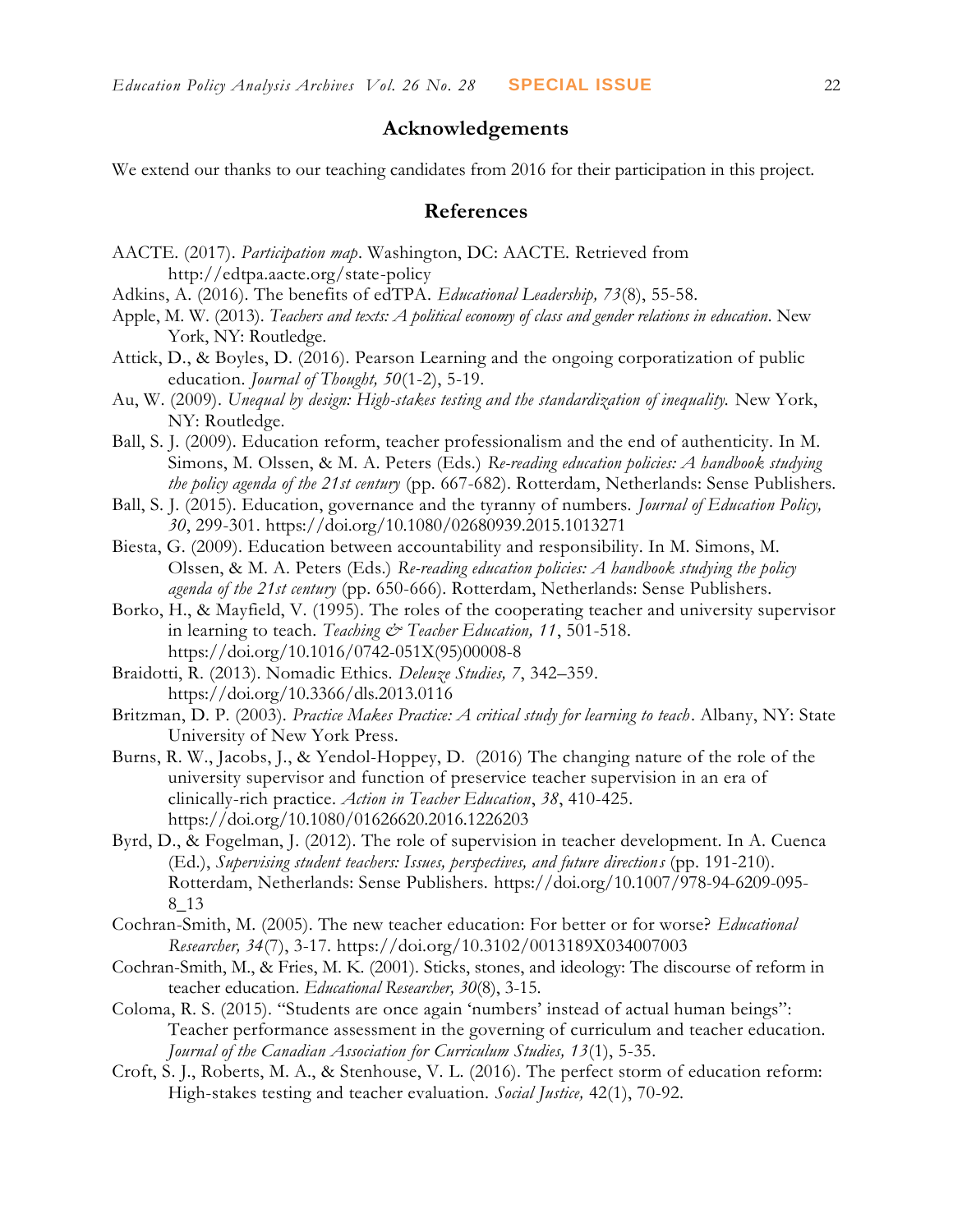## Acknowledgements

We extend our thanks to our teaching candidates from 2016 for their participation in this project.

## References

AACTE. (2017). *Participation map*. Washington, DC: AACTE. Retrieved from http://edtpa.aacte.org/state-policy

Adkins, A. (2016). The benefits of edTPA. *Educational Leadership, 73*(8), 55-58.

Apple, M. W. (2013). *Teachers and texts: A political economy of class and gender relations in education*. New York, NY: Routledge.

Attick, D., & Boyles, D. (2016). Pearson Learning and the ongoing corporatization of public education. *Journal of Thought, 50*(1-2), 5-19.

Au, W. (2009). *Unequal by design: High-stakes testing and the standardization of inequality.* New York, NY: Routledge.

Ball, S. J. (2009). Education reform, teacher professionalism and the end of authenticity. In M. Simons, M. Olssen, & M. A. Peters (Eds.) *Re-reading education policies: A handbook studying the policy agenda of the 21st century* (pp. 667-682). Rotterdam, Netherlands: Sense Publishers.

Ball, S. J. (2015). Education, governance and the tyranny of numbers. *Journal of Education Policy, 30*, 299-301. https://doi.org/10.1080/02680939.2015.1013271

Biesta, G. (2009). Education between accountability and responsibility. In M. Simons, M. Olssen, & M. A. Peters (Eds.) *Re-reading education policies: A handbook studying the policy agenda of the 21st century* (pp. 650-666). Rotterdam, Netherlands: Sense Publishers.

Borko, H., & Mayfield, V. (1995). The roles of the cooperating teacher and university supervisor in learning to teach. *Teaching & Teacher Education, 11*, 501-518. https://doi.org/10.1016/0742-051X(95)00008-8

Braidotti, R. (2013). Nomadic Ethics. *Deleuze Studies, 7*, 342–359. https://doi.org/10.3366/dls.2013.0116

Britzman, D. P. (2003). *Practice Makes Practice: A critical study for learning to teach*. Albany, NY: State University of New York Press.

Burns, R. W., Jacobs, J., & Yendol-Hoppey, D. (2016) The changing nature of the role of the university supervisor and function of preservice teacher supervision in an era of clinically-rich practice. *Action in Teacher Education*, *38*, 410-425. https://doi.org/10.1080/01626620.2016.1226203

Byrd, D., & Fogelman, J. (2012). The role of supervision in teacher development. In A. Cuenca (Ed.), *Supervising student teachers: Issues, perspectives, and future directions* (pp. 191-210). Rotterdam, Netherlands: Sense Publishers. https://doi.org/10.1007/978-94-6209-095-8_13

Cochran-Smith, M. (2005). The new teacher education: For better or for worse? *Educational Researcher, 34*(7), 3-17. https://doi.org/10.3102/0013189X034007003

Cochran-Smith, M., & Fries, M. K. (2001). Sticks, stones, and ideology: The discourse of reform in teacher education. *Educational Researcher, 30*(8), 3-15.

Coloma, R. S. (2015). "Students are once again 'numbers' instead of actual human beings": Teacher performance assessment in the governing of curriculum and teacher education. *Journal of the Canadian Association for Curriculum Studies, 13*(1), 5-35.

Croft, S. J., Roberts, M. A., & Stenhouse, V. L. (2016). The perfect storm of education reform: High-stakes testing and teacher evaluation. *Social Justice,* 42(1), 70-92.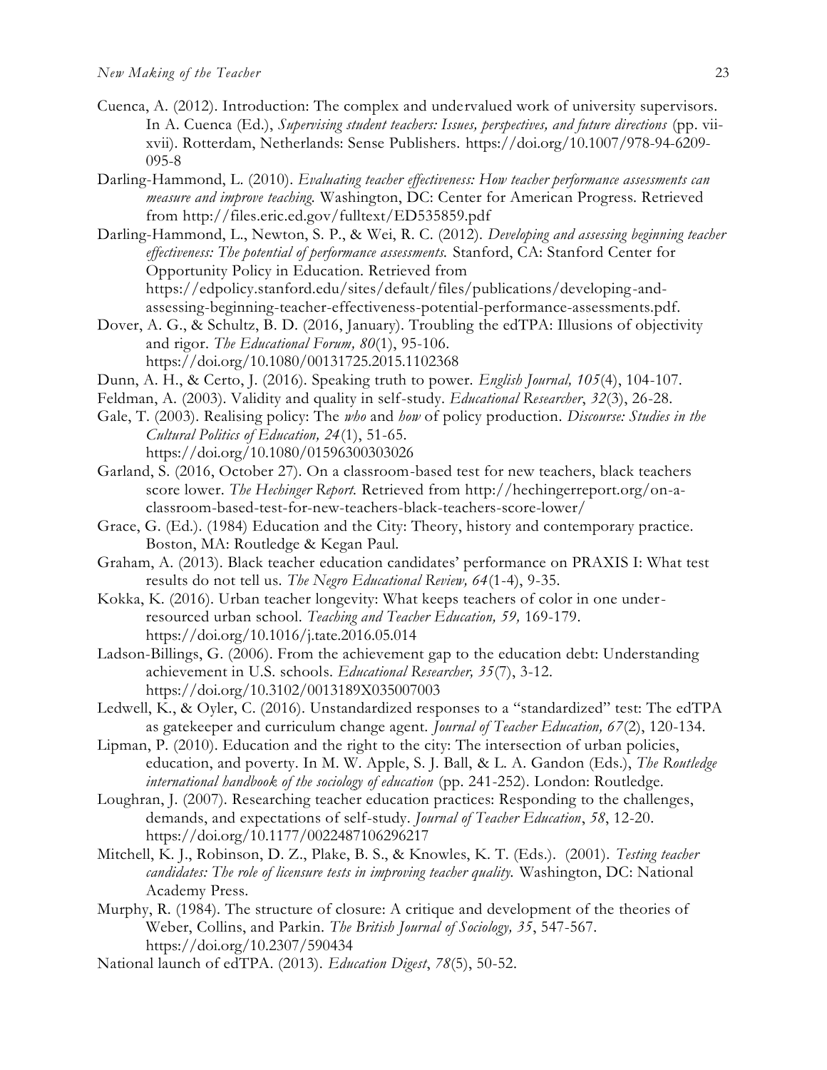Cuenca, A. (2012). Introduction: The complex and undervalued work of university supervisors. In A. Cuenca (Ed.), *Supervising student teachers: Issues, perspectives, and future directions* (pp. vii-xvii). Rotterdam, Netherlands: Sense Publishers. https://doi.org/10.1007/978-94-6209-095-8

Darling-Hammond, L. (2010). *Evaluating teacher effectiveness: How teacher performance assessments can measure and improve teaching.* Washington, DC: Center for American Progress. Retrieved from http://files.eric.ed.gov/fulltext/ED535859.pdf

Darling-Hammond, L., Newton, S. P., & Wei, R. C. (2012). *Developing and assessing beginning teacher effectiveness: The potential of performance assessments.* Stanford, CA: Stanford Center for Opportunity Policy in Education. Retrieved from https://edpolicy.stanford.edu/sites/default/files/publications/developing-and-assessing-beginning-teacher-effectiveness-potential-performance-assessments.pdf.

Dover, A. G., & Schultz, B. D. (2016, January). Troubling the edTPA: Illusions of objectivity and rigor. *The Educational Forum, 80*(1), 95-106. https://doi.org/10.1080/00131725.2015.1102368

Dunn, A. H., & Certo, J. (2016). Speaking truth to power. *English Journal, 105*(4), 104-107.

Feldman, A. (2003). Validity and quality in self-study. *Educational Researcher*, *32*(3), 26-28.

Gale, T. (2003). Realising policy: The *who* and *how* of policy production. *Discourse: Studies in the Cultural Politics of Education, 24*(1), 51-65. https://doi.org/10.1080/01596300303026

Garland, S. (2016, October 27). On a classroom-based test for new teachers, black teachers score lower. *The Hechinger Report.* Retrieved from http://hechingerreport.org/on-a-classroom-based-test-for-new-teachers-black-teachers-score-lower/

Grace, G. (Ed.). (1984) Education and the City: Theory, history and contemporary practice. Boston, MA: Routledge & Kegan Paul.

Graham, A. (2013). Black teacher education candidates' performance on PRAXIS I: What test results do not tell us. *The Negro Educational Review, 64*(1-4), 9-35.

Kokka, K. (2016). Urban teacher longevity: What keeps teachers of color in one under-resourced urban school. *Teaching and Teacher Education, 59,* 169-179. https://doi.org/10.1016/j.tate.2016.05.014

Ladson-Billings, G. (2006). From the achievement gap to the education debt: Understanding achievement in U.S. schools. *Educational Researcher, 35*(7), 3-12. https://doi.org/10.3102/0013189X035007003

Ledwell, K., & Oyler, C. (2016). Unstandardized responses to a "standardized" test: The edTPA as gatekeeper and curriculum change agent. *Journal of Teacher Education, 67*(2), 120-134.

Lipman, P. (2010). Education and the right to the city: The intersection of urban policies, education, and poverty. In M. W. Apple, S. J. Ball, & L. A. Gandon (Eds.), *The Routledge international handbook of the sociology of education* (pp. 241-252). London: Routledge.

Loughran, J. (2007). Researching teacher education practices: Responding to the challenges, demands, and expectations of self-study. *Journal of Teacher Education*, *58*, 12-20. https://doi.org/10.1177/0022487106296217

Mitchell, K. J., Robinson, D. Z., Plake, B. S., & Knowles, K. T. (Eds.). (2001). *Testing teacher candidates: The role of licensure tests in improving teacher quality.* Washington, DC: National Academy Press.

Murphy, R. (1984). The structure of closure: A critique and development of the theories of Weber, Collins, and Parkin. *The British Journal of Sociology, 35*, 547-567. https://doi.org/10.2307/590434

National launch of edTPA. (2013). *Education Digest*, *78*(5), 50-52.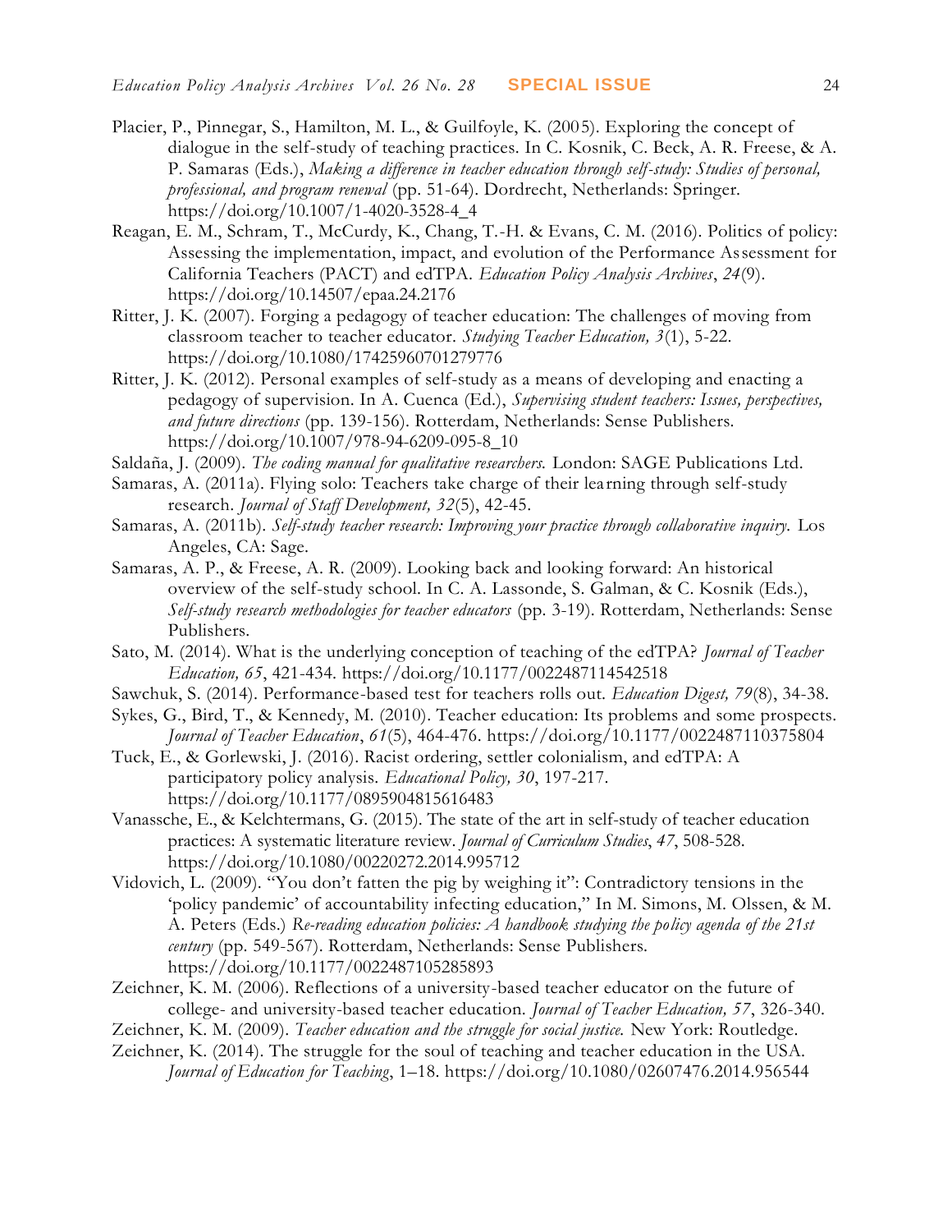Placier, P., Pinnegar, S., Hamilton, M. L., & Guilfoyle, K. (2005). Exploring the concept of dialogue in the self-study of teaching practices. In C. Kosnik, C. Beck, A. R. Freese, & A. P. Samaras (Eds.), *Making a difference in teacher education through self-study: Studies of personal, professional, and program renewal* (pp. 51-64). Dordrecht, Netherlands: Springer. https://doi.org/10.1007/1-4020-3528-4_4

Reagan, E. M., Schram, T., McCurdy, K., Chang, T.-H. & Evans, C. M. (2016). Politics of policy: Assessing the implementation, impact, and evolution of the Performance Assessment for California Teachers (PACT) and edTPA. *Education Policy Analysis Archives*, *24*(9). https://doi.org/10.14507/epaa.24.2176

Ritter, J. K. (2007). Forging a pedagogy of teacher education: The challenges of moving from classroom teacher to teacher educator. *Studying Teacher Education, 3*(1), 5-22. https://doi.org/10.1080/17425960701279776

Ritter, J. K. (2012). Personal examples of self-study as a means of developing and enacting a pedagogy of supervision. In A. Cuenca (Ed.), *Supervising student teachers: Issues, perspectives, and future directions* (pp. 139-156). Rotterdam, Netherlands: Sense Publishers. https://doi.org/10.1007/978-94-6209-095-8_10

Saldaña, J. (2009). *The coding manual for qualitative researchers.* London: SAGE Publications Ltd.

Samaras, A. (2011a). Flying solo: Teachers take charge of their learning through self-study research. *Journal of Staff Development, 32*(5), 42-45.

Samaras, A. (2011b). *Self-study teacher research: Improving your practice through collaborative inquiry.* Los Angeles, CA: Sage.

Samaras, A. P., & Freese, A. R. (2009). Looking back and looking forward: An historical overview of the self-study school. In C. A. Lassonde, S. Galman, & C. Kosnik (Eds.), *Self-study research methodologies for teacher educators* (pp. 3-19). Rotterdam, Netherlands: Sense Publishers.

Sato, M. (2014). What is the underlying conception of teaching of the edTPA? *Journal of Teacher Education, 65*, 421-434. https://doi.org/10.1177/0022487114542518

Sawchuk, S. (2014). Performance-based test for teachers rolls out. *Education Digest, 79*(8), 34-38.

Sykes, G., Bird, T., & Kennedy, M. (2010). Teacher education: Its problems and some prospects. *Journal of Teacher Education*, *61*(5), 464-476. https://doi.org/10.1177/0022487110375804

Tuck, E., & Gorlewski, J. (2016). Racist ordering, settler colonialism, and edTPA: A participatory policy analysis. *Educational Policy, 30*, 197-217. https://doi.org/10.1177/0895904815616483

Vanassche, E., & Kelchtermans, G. (2015). The state of the art in self-study of teacher education practices: A systematic literature review. *Journal of Curriculum Studies*, *47*, 508-528. https://doi.org/10.1080/00220272.2014.995712

Vidovich, L. (2009). "You don't fatten the pig by weighing it": Contradictory tensions in the 'policy pandemic' of accountability infecting education," In M. Simons, M. Olssen, & M. A. Peters (Eds.) *Re-reading education policies: A handbook studying the policy agenda of the 21st century* (pp. 549-567). Rotterdam, Netherlands: Sense Publishers. https://doi.org/10.1177/0022487105285893

Zeichner, K. M. (2006). Reflections of a university-based teacher educator on the future of college- and university-based teacher education. *Journal of Teacher Education, 57*, 326-340.

Zeichner, K. M. (2009). *Teacher education and the struggle for social justice.* New York: Routledge.

Zeichner, K. (2014). The struggle for the soul of teaching and teacher education in the USA. *Journal of Education for Teaching*, 1–18. https://doi.org/10.1080/02607476.2014.956544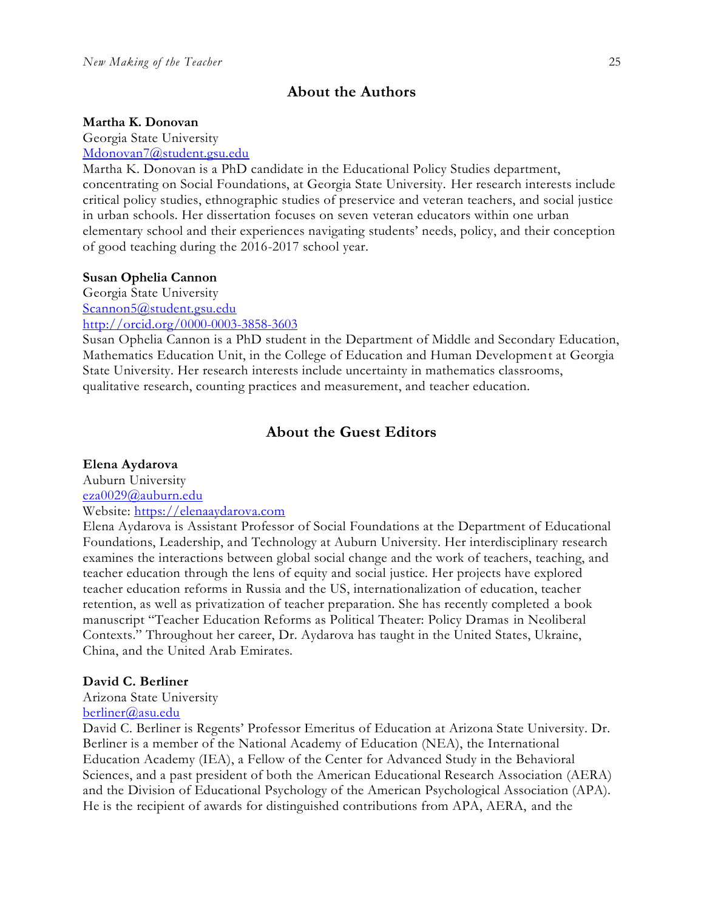## About the Authors

**Martha K. Donovan**
Georgia State University
Mdonovan7@student.gsu.edu
Martha K. Donovan is a PhD candidate in the Educational Policy Studies department, concentrating on Social Foundations, at Georgia State University. Her research interests include critical policy studies, ethnographic studies of preservice and veteran teachers, and social justice in urban schools. Her dissertation focuses on seven veteran educators within one urban elementary school and their experiences navigating students' needs, policy, and their conception of good teaching during the 2016-2017 school year.

**Susan Ophelia Cannon**
Georgia State University
Scannon5@student.gsu.edu
http://orcid.org/0000-0003-3858-3603
Susan Ophelia Cannon is a PhD student in the Department of Middle and Secondary Education, Mathematics Education Unit, in the College of Education and Human Development at Georgia State University. Her research interests include uncertainty in mathematics classrooms, qualitative research, counting practices and measurement, and teacher education.

## About the Guest Editors

**Elena Aydarova**
Auburn University
eza0029@auburn.edu
Website: https://elenaaydarova.com
Elena Aydarova is Assistant Professor of Social Foundations at the Department of Educational Foundations, Leadership, and Technology at Auburn University. Her interdisciplinary research examines the interactions between global social change and the work of teachers, teaching, and teacher education through the lens of equity and social justice. Her projects have explored teacher education reforms in Russia and the US, internationalization of education, teacher retention, as well as privatization of teacher preparation. She has recently completed a book manuscript "Teacher Education Reforms as Political Theater: Policy Dramas in Neoliberal Contexts." Throughout her career, Dr. Aydarova has taught in the United States, Ukraine, China, and the United Arab Emirates.

**David C. Berliner**
Arizona State University
berliner@asu.edu
David C. Berliner is Regents' Professor Emeritus of Education at Arizona State University. Dr. Berliner is a member of the National Academy of Education (NEA), the International Education Academy (IEA), a Fellow of the Center for Advanced Study in the Behavioral Sciences, and a past president of both the American Educational Research Association (AERA) and the Division of Educational Psychology of the American Psychological Association (APA). He is the recipient of awards for distinguished contributions from APA, AERA, and the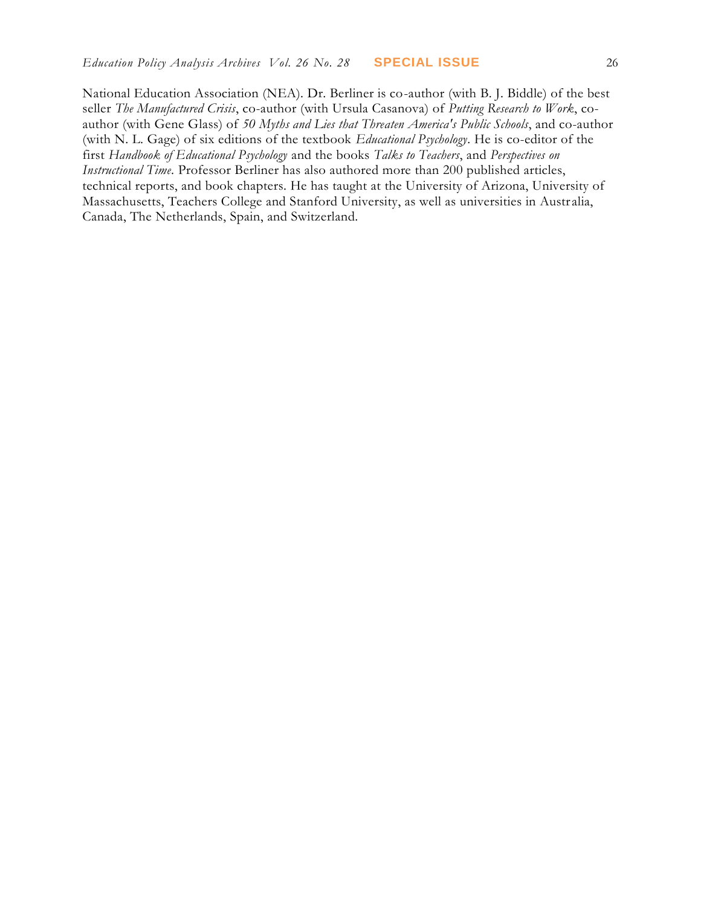National Education Association (NEA). Dr. Berliner is co-author (with B. J. Biddle) of the best seller *The Manufactured Crisis*, co-author (with Ursula Casanova) of *Putting Research to Work*, co-author (with Gene Glass) of *50 Myths and Lies that Threaten America's Public Schools*, and co-author (with N. L. Gage) of six editions of the textbook *Educational Psychology*. He is co-editor of the first *Handbook of Educational Psychology* and the books *Talks to Teachers*, and *Perspectives on Instructional Time*. Professor Berliner has also authored more than 200 published articles, technical reports, and book chapters. He has taught at the University of Arizona, University of Massachusetts, Teachers College and Stanford University, as well as universities in Australia, Canada, The Netherlands, Spain, and Switzerland.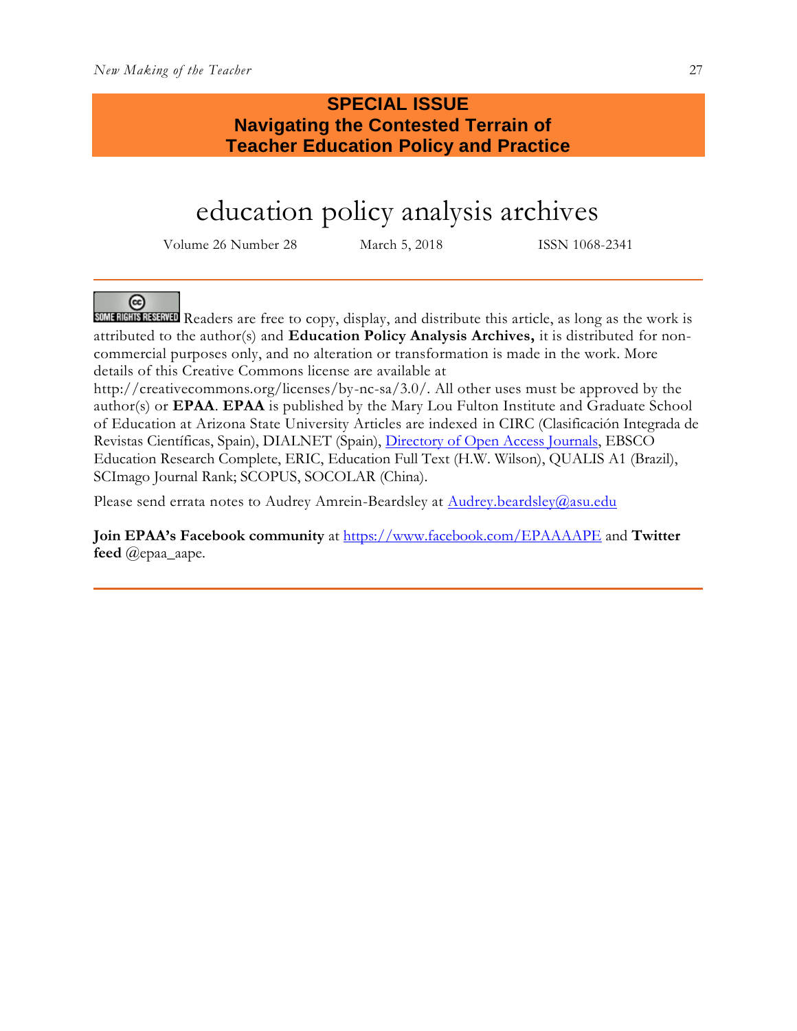**SPECIAL ISSUE**
**Navigating the Contested Terrain of Teacher Education Policy and Practice**

# education policy analysis archives

Volume 26 Number 28 March 5, 2018 ISSN 1068-2341

SOME RIGHTS RESERVED Readers are free to copy, display, and distribute this article, as long as the work is attributed to the author(s) and **Education Policy Analysis Archives,** it is distributed for non-commercial purposes only, and no alteration or transformation is made in the work. More details of this Creative Commons license are available at http://creativecommons.org/licenses/by-nc-sa/3.0/. All other uses must be approved by the author(s) or **EPAA**. **EPAA** is published by the Mary Lou Fulton Institute and Graduate School of Education at Arizona State University Articles are indexed in CIRC (Clasificación Integrada de Revistas Científicas, Spain), DIALNET (Spain), Directory of Open Access Journals, EBSCO Education Research Complete, ERIC, Education Full Text (H.W. Wilson), QUALIS A1 (Brazil), SCImago Journal Rank; SCOPUS, SOCOLAR (China).

Please send errata notes to Audrey Amrein-Beardsley at Audrey.beardsley@asu.edu

**Join EPAA's Facebook community** at https://www.facebook.com/EPAAAAPE and **Twitter feed** @epaa_aape.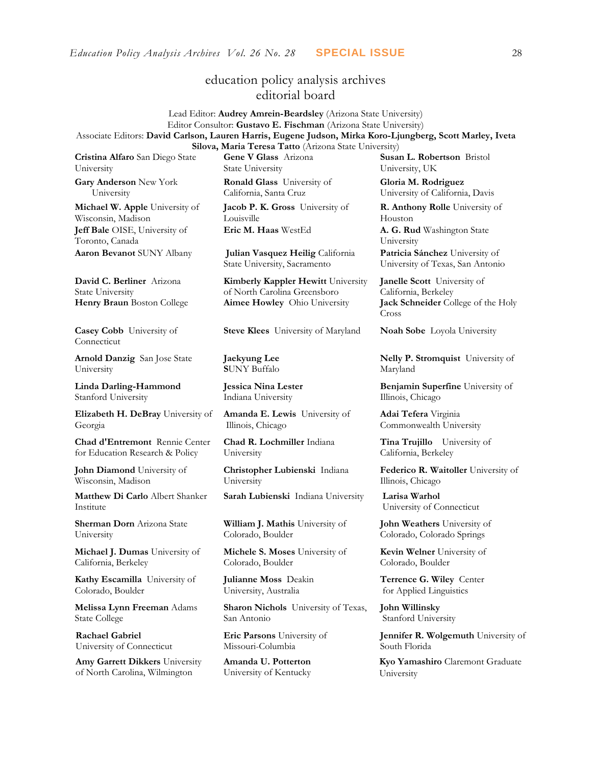# education policy analysis archives
## editorial board

Lead Editor: **Audrey Amrein-Beardsley** (Arizona State University)
Editor Consultor: **Gustavo E. Fischman** (Arizona State University)
Associate Editors: **David Carlson, Lauren Harris, Eugene Judson, Mirka Koro-Ljungberg, Scott Marley, Iveta Silova, Maria Teresa Tatto** (Arizona State University)

**Cristina Alfaro** San Diego State University

**Gary Anderson** New York University

**Michael W. Apple** University of Wisconsin, Madison

**Jeff Bale** OISE, University of Toronto, Canada

**Aaron Bevanot** SUNY Albany

**David C. Berliner** Arizona State University

**Henry Braun** Boston College

**Casey Cobb** University of Connecticut

**Arnold Danzig** San Jose State University

**Linda Darling-Hammond** Stanford University

**Elizabeth H. DeBray** University of Georgia

**Chad d'Entremont** Rennie Center for Education Research & Policy

**John Diamond** University of Wisconsin, Madison

**Matthew Di Carlo** Albert Shanker Institute

**Sherman Dorn** Arizona State University

**Michael J. Dumas** University of California, Berkeley

**Kathy Escamilla** University of Colorado, Boulder

**Melissa Lynn Freeman** Adams State College

**Rachael Gabriel** University of Connecticut

**Amy Garrett Dikkers** University of North Carolina, Wilmington

**Gene V Glass** Arizona State University

**Ronald Glass** University of California, Santa Cruz

**Jacob P. K. Gross** University of Louisville

**Eric M. Haas** WestEd

**Julian Vasquez Heilig** California State University, Sacramento

**Kimberly Kappler Hewitt** University of North Carolina Greensboro

**Aimee Howley** Ohio University

**Steve Klees** University of Maryland

**Jaekyung Lee** SUNY Buffalo

**Jessica Nina Lester** Indiana University

**Amanda E. Lewis** University of Illinois, Chicago

**Chad R. Lochmiller** Indiana University

**Christopher Lubienski** Indiana University

**Sarah Lubienski** Indiana University

**William J. Mathis** University of Colorado, Boulder

**Michele S. Moses** University of Colorado, Boulder

**Julianne Moss** Deakin University, Australia

**Sharon Nichols** University of Texas, San Antonio

**Eric Parsons** University of Missouri-Columbia

**Amanda U. Potterton** University of Kentucky

**Susan L. Robertson** Bristol University, UK

**Gloria M. Rodriguez** University of California, Davis

**R. Anthony Rolle** University of Houston

**A. G. Rud** Washington State University

**Patricia Sánchez** University of University of Texas, San Antonio

**Janelle Scott** University of California, Berkeley

**Jack Schneider** College of the Holy Cross

**Noah Sobe** Loyola University

**Nelly P. Stromquist** University of Maryland

**Benjamin Superfine** University of Illinois, Chicago

**Adai Tefera** Virginia Commonwealth University

**Tina Trujillo** University of California, Berkeley

**Federico R. Waitoller** University of Illinois, Chicago

**Larisa Warhol** University of Connecticut

**John Weathers** University of Colorado, Colorado Springs

**Kevin Welner** University of Colorado, Boulder

**Terrence G. Wiley** Center for Applied Linguistics

**John Willinsky** Stanford University

**Jennifer R. Wolgemuth** University of South Florida

**Kyo Yamashiro** Claremont Graduate University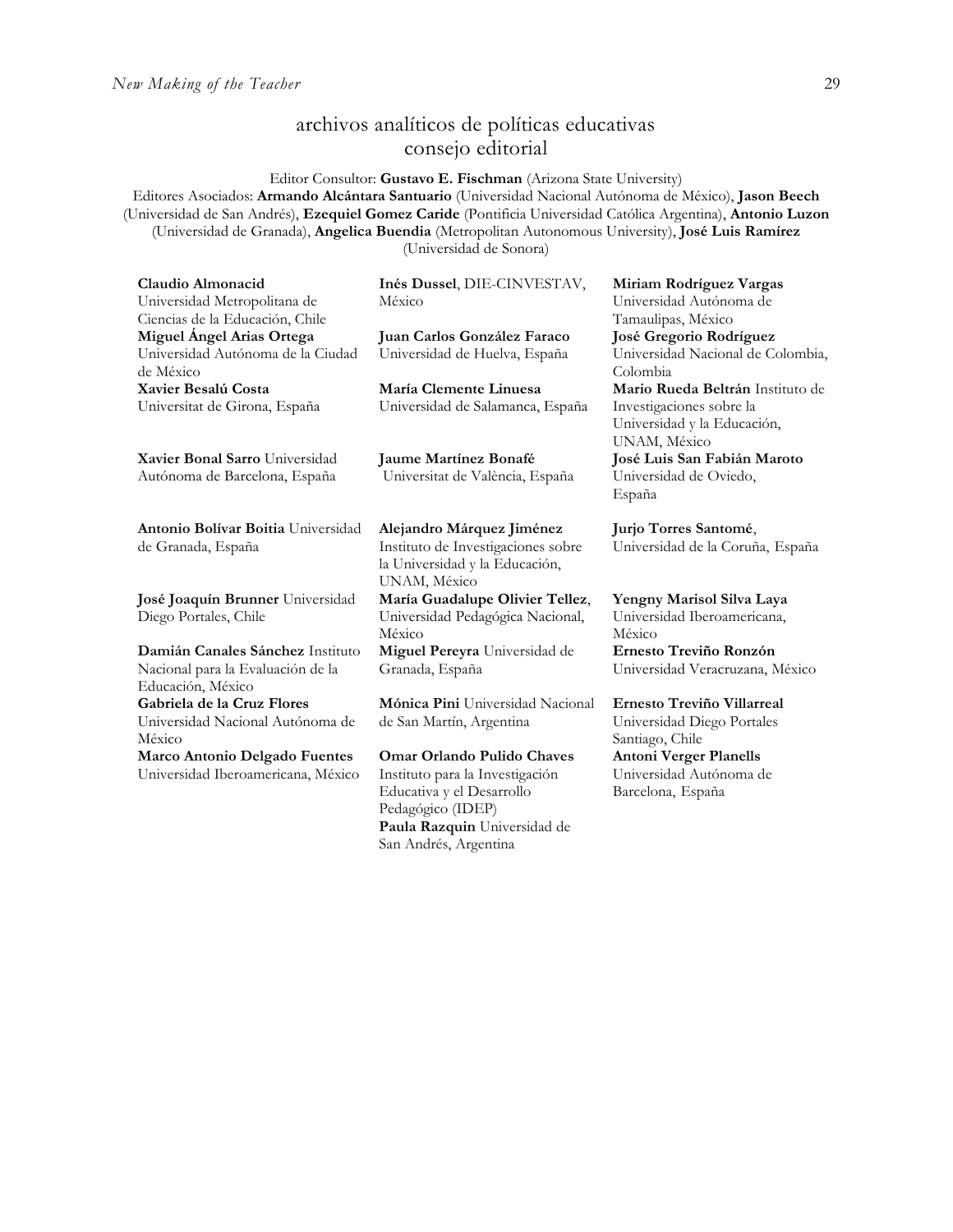## archivos analíticos de políticas educativas
## consejo editorial

Editor Consultor: **Gustavo E. Fischman** (Arizona State University)
Editores Asociados: **Armando Alcántara Santuario** (Universidad Nacional Autónoma de México), **Jason Beech** (Universidad de San Andrés), **Ezequiel Gomez Caride** (Pontificia Universidad Católica Argentina), **Antonio Luzon** (Universidad de Granada), **Angelica Buendia** (Metropolitan Autonomous University), **José Luis Ramírez** (Universidad de Sonora)

**Claudio Almonacid** Universidad Metropolitana de Ciencias de la Educación, Chile

**Miguel Ángel Arias Ortega** Universidad Autónoma de la Ciudad de México

**Xavier Besalú Costa** Universitat de Girona, España

**Xavier Bonal Sarro** Universidad Autónoma de Barcelona, España

**Antonio Bolívar Boitia** Universidad de Granada, España

**José Joaquín Brunner** Universidad Diego Portales, Chile

**Damián Canales Sánchez** Instituto Nacional para la Evaluación de la Educación, México

**Gabriela de la Cruz Flores** Universidad Nacional Autónoma de México

**Marco Antonio Delgado Fuentes** Universidad Iberoamericana, México

**Inés Dussel**, DIE-CINVESTAV, México

**Juan Carlos González Faraco** Universidad de Huelva, España

**María Clemente Linuesa** Universidad de Salamanca, España

**Jaume Martínez Bonafé** Universitat de València, España

**Alejandro Márquez Jiménez** Instituto de Investigaciones sobre la Universidad y la Educación, UNAM, México

**María Guadalupe Olivier Tellez**, Universidad Pedagógica Nacional, México

**Miguel Pereyra** Universidad de Granada, España

**Mónica Pini** Universidad Nacional de San Martín, Argentina

**Omar Orlando Pulido Chaves** Instituto para la Investigación Educativa y el Desarrollo Pedagógico (IDEP)

**Paula Razquin** Universidad de San Andrés, Argentina

**Miriam Rodríguez Vargas** Universidad Autónoma de Tamaulipas, México

**José Gregorio Rodríguez** Universidad Nacional de Colombia, Colombia

**Mario Rueda Beltrán** Instituto de Investigaciones sobre la Universidad y la Educación, UNAM, México

**José Luis San Fabián Maroto** Universidad de Oviedo, España

**Jurjo Torres Santomé**, Universidad de la Coruña, España

**Yengny Marisol Silva Laya** Universidad Iberoamericana, México

**Ernesto Treviño Ronzón** Universidad Veracruzana, México

**Ernesto Treviño Villarreal** Universidad Diego Portales Santiago, Chile

**Antoni Verger Planells** Universidad Autónoma de Barcelona, España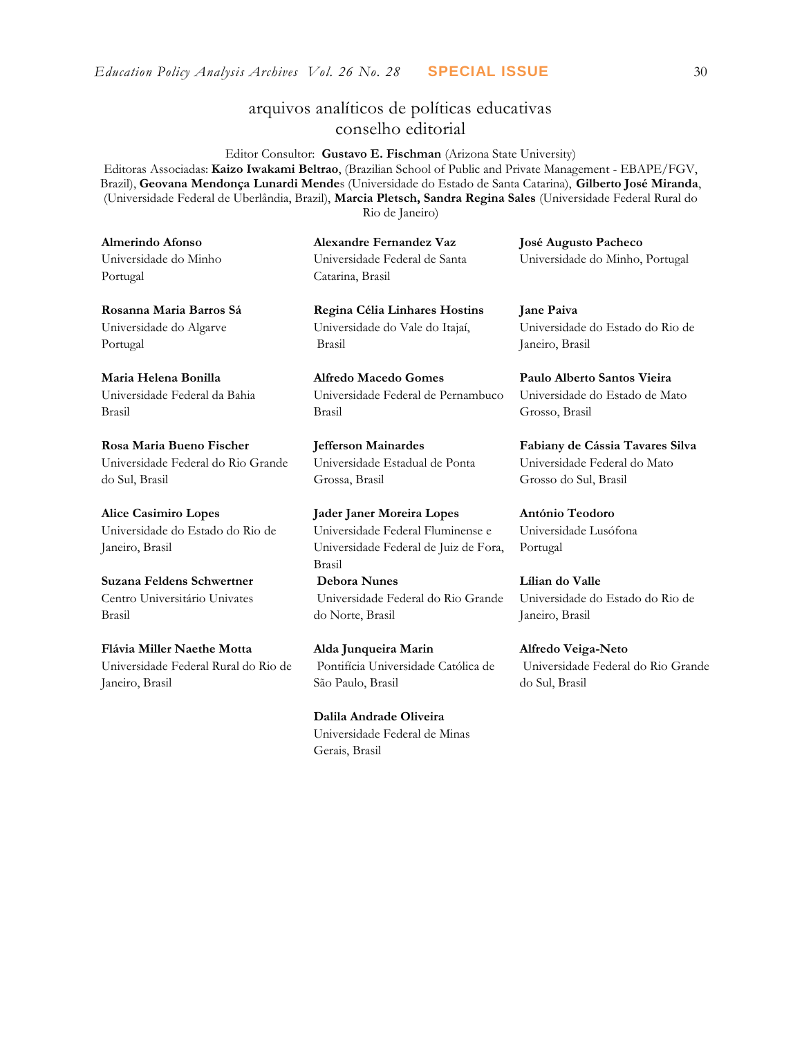# arquivos analíticos de políticas educativas
## conselho editorial

Editor Consultor: **Gustavo E. Fischman** (Arizona State University)
Editoras Associadas: **Kaizo Iwakami Beltrao**, (Brazilian School of Public and Private Management - EBAPE/FGV, Brazil), **Geovana Mendonça Lunardi Mende**s (Universidade do Estado de Santa Catarina), **Gilberto José Miranda**, (Universidade Federal de Uberlândia, Brazil), **Marcia Pletsch, Sandra Regina Sales** (Universidade Federal Rural do Rio de Janeiro)

**Almerindo Afonso**
Universidade do Minho
Portugal

**Rosanna Maria Barros Sá**
Universidade do Algarve
Portugal

**Maria Helena Bonilla**
Universidade Federal da Bahia
Brasil

**Rosa Maria Bueno Fischer**
Universidade Federal do Rio Grande do Sul, Brasil

**Alice Casimiro Lopes**
Universidade do Estado do Rio de Janeiro, Brasil

**Suzana Feldens Schwertner**
Centro Universitário Univates
Brasil

**Flávia Miller Naethe Motta**
Universidade Federal Rural do Rio de Janeiro, Brasil

**Alexandre Fernandez Vaz**
Universidade Federal de Santa Catarina, Brasil

**Regina Célia Linhares Hostins**
Universidade do Vale do Itajaí, Brasil

**Alfredo Macedo Gomes**
Universidade Federal de Pernambuco
Brasil

**Jefferson Mainardes**
Universidade Estadual de Ponta Grossa, Brasil

**Jader Janer Moreira Lopes**
Universidade Federal Fluminense e Universidade Federal de Juiz de Fora, Brasil

**Debora Nunes**
Universidade Federal do Rio Grande do Norte, Brasil

**Alda Junqueira Marin**
Pontifícia Universidade Católica de São Paulo, Brasil

**Dalila Andrade Oliveira**
Universidade Federal de Minas Gerais, Brasil

**José Augusto Pacheco**
Universidade do Minho, Portugal

**Jane Paiva**
Universidade do Estado do Rio de Janeiro, Brasil

**Paulo Alberto Santos Vieira**
Universidade do Estado de Mato Grosso, Brasil

**Fabiany de Cássia Tavares Silva**
Universidade Federal do Mato Grosso do Sul, Brasil

**António Teodoro**
Universidade Lusófona
Portugal

**Lílian do Valle**
Universidade do Estado do Rio de Janeiro, Brasil

**Alfredo Veiga-Neto**
Universidade Federal do Rio Grande do Sul, Brasil